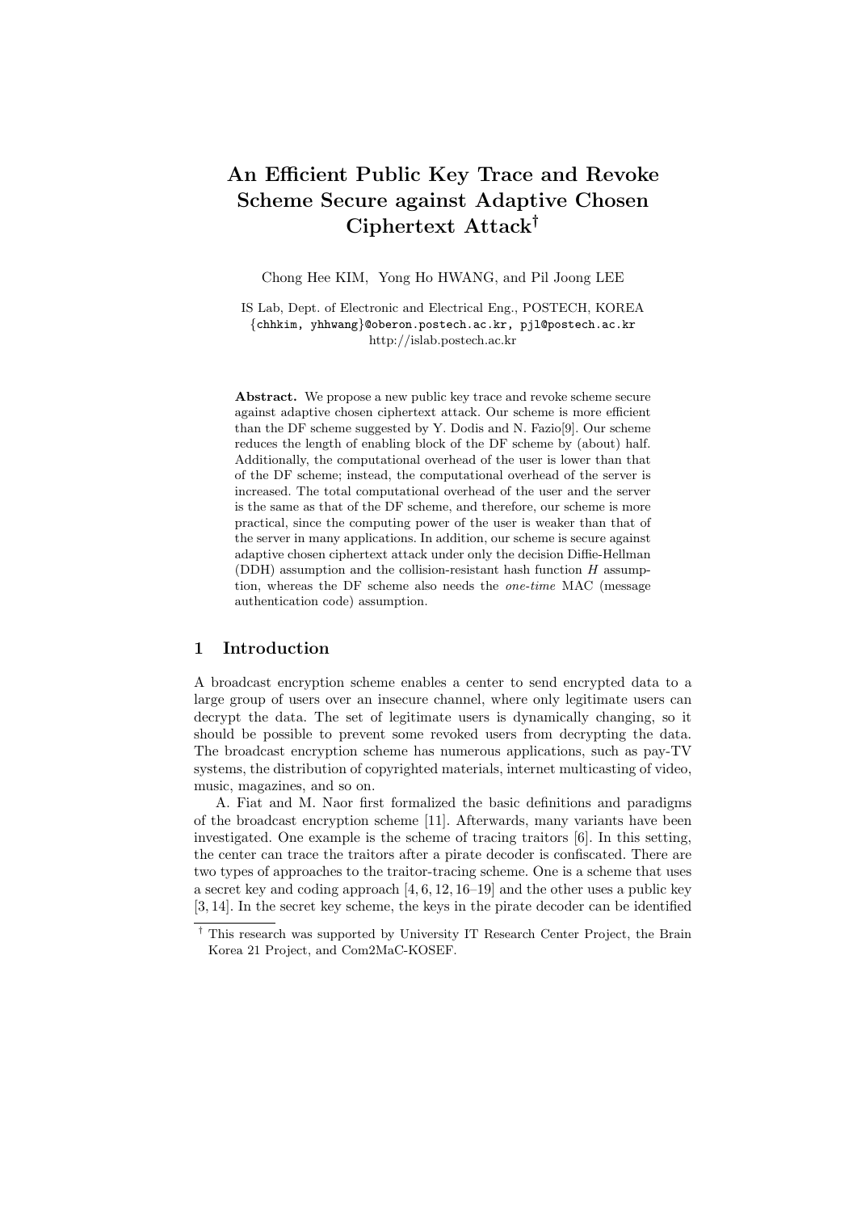# An Efficient Public Key Trace and Revoke Scheme Secure against Adaptive Chosen Ciphertext Attack†

Chong Hee KIM, Yong Ho HWANG, and Pil Joong LEE

IS Lab, Dept. of Electronic and Electrical Eng., POSTECH, KOREA
{chhkim, yhhwang}@oberon.postech.ac.kr, pjl@postech.ac.kr
http://islab.postech.ac.kr

**Abstract.** We propose a new public key trace and revoke scheme secure against adaptive chosen ciphertext attack. Our scheme is more efficient than the DF scheme suggested by Y. Dodis and N. Fazio[9]. Our scheme reduces the length of enabling block of the DF scheme by (about) half. Additionally, the computational overhead of the user is lower than that of the DF scheme; instead, the computational overhead of the server is increased. The total computational overhead of the user and the server is the same as that of the DF scheme, and therefore, our scheme is more practical, since the computing power of the user is weaker than that of the server in many applications. In addition, our scheme is secure against adaptive chosen ciphertext attack under only the decision Diffie-Hellman (DDH) assumption and the collision-resistant hash function $H$ assumption, whereas the DF scheme also needs the *one-time* MAC (message authentication code) assumption.

## 1 Introduction

A broadcast encryption scheme enables a center to send encrypted data to a large group of users over an insecure channel, where only legitimate users can decrypt the data. The set of legitimate users is dynamically changing, so it should be possible to prevent some revoked users from decrypting the data. The broadcast encryption scheme has numerous applications, such as pay-TV systems, the distribution of copyrighted materials, internet multicasting of video, music, magazines, and so on.

A. Fiat and M. Naor first formalized the basic definitions and paradigms of the broadcast encryption scheme [11]. Afterwards, many variants have been investigated. One example is the scheme of tracing traitors [6]. In this setting, the center can trace the traitors after a pirate decoder is confiscated. There are two types of approaches to the traitor-tracing scheme. One is a scheme that uses a secret key and coding approach [4, 6, 12, 16–19] and the other uses a public key [3, 14]. In the secret key scheme, the keys in the pirate decoder can be identified

---

† This research was supported by University IT Research Center Project, the Brain Korea 21 Project, and Com2MaC-KOSEF.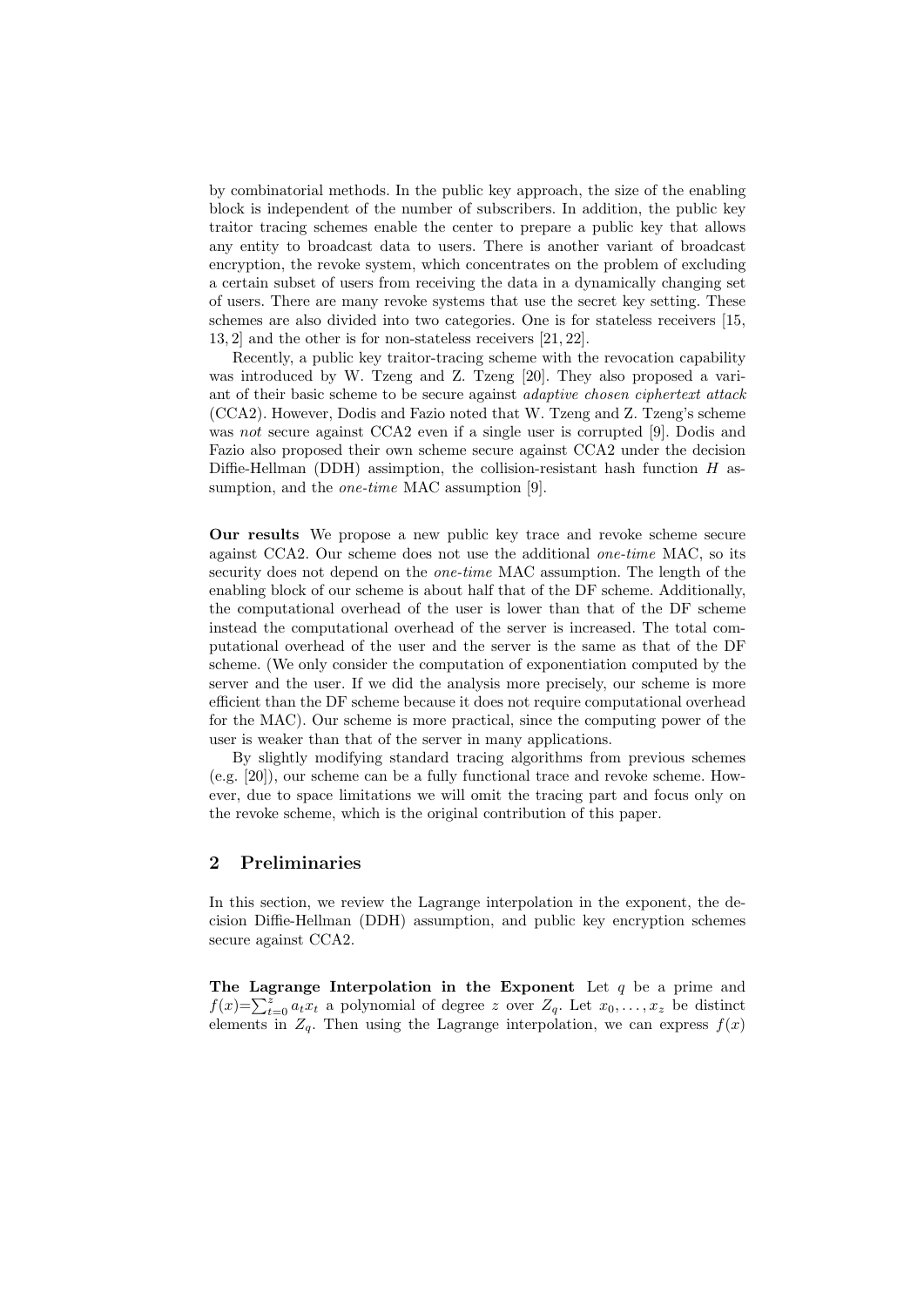by combinatorial methods. In the public key approach, the size of the enabling block is independent of the number of subscribers. In addition, the public key traitor tracing schemes enable the center to prepare a public key that allows any entity to broadcast data to users. There is another variant of broadcast encryption, the revoke system, which concentrates on the problem of excluding a certain subset of users from receiving the data in a dynamically changing set of users. There are many revoke systems that use the secret key setting. These schemes are also divided into two categories. One is for stateless receivers [15, 13, 2] and the other is for non-stateless receivers [21, 22].

Recently, a public key traitor-tracing scheme with the revocation capability was introduced by W. Tzeng and Z. Tzeng [20]. They also proposed a variant of their basic scheme to be secure against *adaptive chosen ciphertext attack* (CCA2). However, Dodis and Fazio noted that W. Tzeng and Z. Tzeng's scheme was *not* secure against CCA2 even if a single user is corrupted [9]. Dodis and Fazio also proposed their own scheme secure against CCA2 under the decision Diffie-Hellman (DDH) assimption, the collision-resistant hash function $H$ assumption, and the *one-time* MAC assumption [9].

**Our results** We propose a new public key trace and revoke scheme secure against CCA2. Our scheme does not use the additional *one-time* MAC, so its security does not depend on the *one-time* MAC assumption. The length of the enabling block of our scheme is about half that of the DF scheme. Additionally, the computational overhead of the user is lower than that of the DF scheme instead the computational overhead of the server is increased. The total computational overhead of the user and the server is the same as that of the DF scheme. (We only consider the computation of exponentiation computed by the server and the user. If we did the analysis more precisely, our scheme is more efficient than the DF scheme because it does not require computational overhead for the MAC). Our scheme is more practical, since the computing power of the user is weaker than that of the server in many applications.

By slightly modifying standard tracing algorithms from previous schemes (e.g. [20]), our scheme can be a fully functional trace and revoke scheme. However, due to space limitations we will omit the tracing part and focus only on the revoke scheme, which is the original contribution of this paper.

## 2 Preliminaries

In this section, we review the Lagrange interpolation in the exponent, the decision Diffie-Hellman (DDH) assumption, and public key encryption schemes secure against CCA2.

**The Lagrange Interpolation in the Exponent** Let $q$ be a prime and $f(x)=\sum_{t=0}^{z} a_t x_t$ a polynomial of degree $z$ over $Z_q$. Let $x_0, \ldots, x_z$ be distinct elements in $Z_q$. Then using the Lagrange interpolation, we can express $f(x)$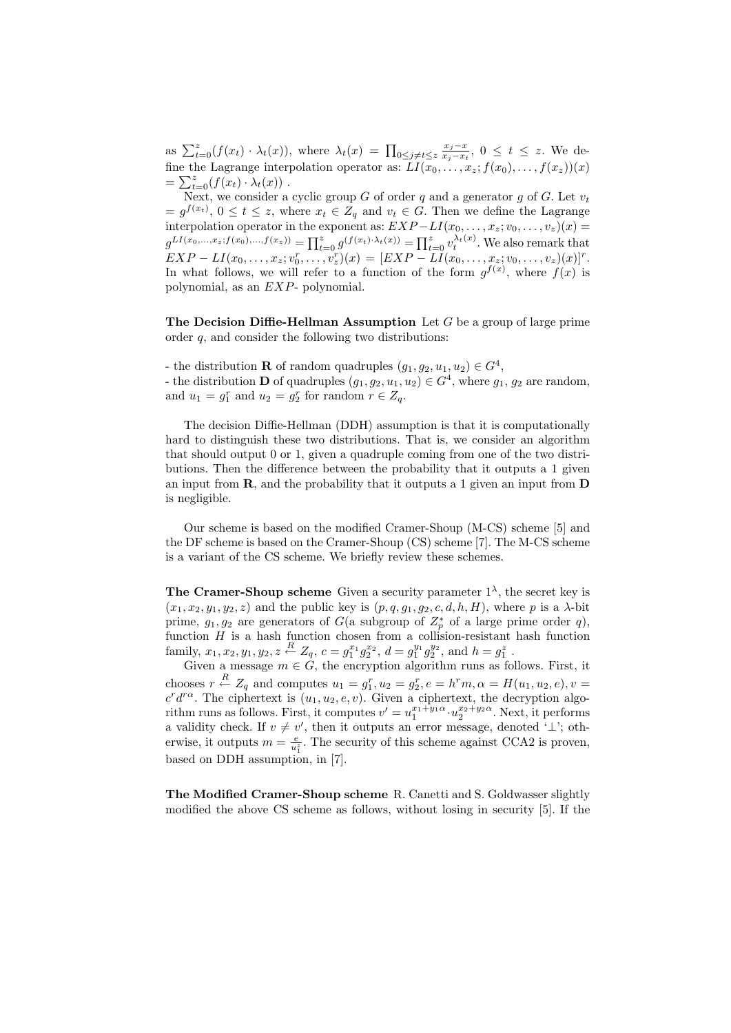as $\sum_{t=0}^{z}(f(x_t) \cdot \lambda_t(x))$, where $\lambda_t(x) = \prod_{0 \leq j \neq t \leq z} \frac{x_j - x}{x_j - x_t}$, $0 \leq t \leq z$. We define the Lagrange interpolation operator as: $LI(x_0, \ldots, x_z; f(x_0), \ldots, f(x_z))(x) = \sum_{t=0}^{z}(f(x_t) \cdot \lambda_t(x))$ .

Next, we consider a cyclic group $G$ of order $q$ and a generator $g$ of $G$. Let $v_t = g^{f(x_t)}$, $0 \leq t \leq z$, where $x_t \in Z_q$ and $v_t \in G$. Then we define the Lagrange interpolation operator in the exponent as: $EXP\!-\!LI(x_0, \ldots, x_z; v_0, \ldots, v_z)(x) = g^{LI(x_0,\ldots,x_z;f(x_0),\ldots,f(x_z))} = \prod_{t=0}^{z} g^{(f(x_t)\cdot\lambda_t(x))} = \prod_{t=0}^{z} v_t^{\lambda_t(x)}$. We also remark that $EXP - LI(x_0, \ldots, x_z; v_0^r, \ldots, v_z^r)(x) = [EXP - LI(x_0, \ldots, x_z; v_0, \ldots, v_z)(x)]^r$. In what follows, we will refer to a function of the form $g^{f(x)}$, where $f(x)$ is polynomial, as an $EXP$- polynomial.

**The Decision Diffie-Hellman Assumption** Let $G$ be a group of large prime order $q$, and consider the following two distributions:

- the distribution **R** of random quadruples $(g_1, g_2, u_1, u_2) \in G^4$,
- the distribution **D** of quadruples $(g_1, g_2, u_1, u_2) \in G^4$, where $g_1$, $g_2$ are random, and $u_1 = g_1^r$ and $u_2 = g_2^r$ for random $r \in Z_q$.

The decision Diffie-Hellman (DDH) assumption is that it is computationally hard to distinguish these two distributions. That is, we consider an algorithm that should output 0 or 1, given a quadruple coming from one of the two distributions. Then the difference between the probability that it outputs a 1 given an input from **R**, and the probability that it outputs a 1 given an input from **D** is negligible.

Our scheme is based on the modified Cramer-Shoup (M-CS) scheme [5] and the DF scheme is based on the Cramer-Shoup (CS) scheme [7]. The M-CS scheme is a variant of the CS scheme. We briefly review these schemes.

**The Cramer-Shoup scheme** Given a security parameter $1^\lambda$, the secret key is $(x_1, x_2, y_1, y_2, z)$ and the public key is $(p, q, g_1, g_2, c, d, h, H)$, where $p$ is a $\lambda$-bit prime, $g_1, g_2$ are generators of $G$(a subgroup of $Z_p^*$ of a large prime order $q$), function $H$ is a hash function chosen from a collision-resistant hash function family, $x_1, x_2, y_1, y_2, z \stackrel{R}{\leftarrow} Z_q$, $c = g_1^{x_1} g_2^{x_2}$, $d = g_1^{y_1} g_2^{y_2}$, and $h = g_1^z$ .

Given a message $m \in G$, the encryption algorithm runs as follows. First, it chooses $r \stackrel{R}{\leftarrow} Z_q$ and computes $u_1 = g_1^r, u_2 = g_2^r, e = h^r m, \alpha = H(u_1, u_2, e), v = c^r d^{r\alpha}$. The ciphertext is $(u_1, u_2, e, v)$. Given a ciphertext, the decryption algorithm runs as follows. First, it computes $v' = u_1^{x_1+y_1\alpha} \cdot u_2^{x_2+y_2\alpha}$. Next, it performs a validity check. If $v \neq v'$, then it outputs an error message, denoted '$\perp$'; otherwise, it outputs $m = \frac{e}{u_1^z}$. The security of this scheme against CCA2 is proven, based on DDH assumption, in [7].

**The Modified Cramer-Shoup scheme** R. Canetti and S. Goldwasser slightly modified the above CS scheme as follows, without losing in security [5]. If the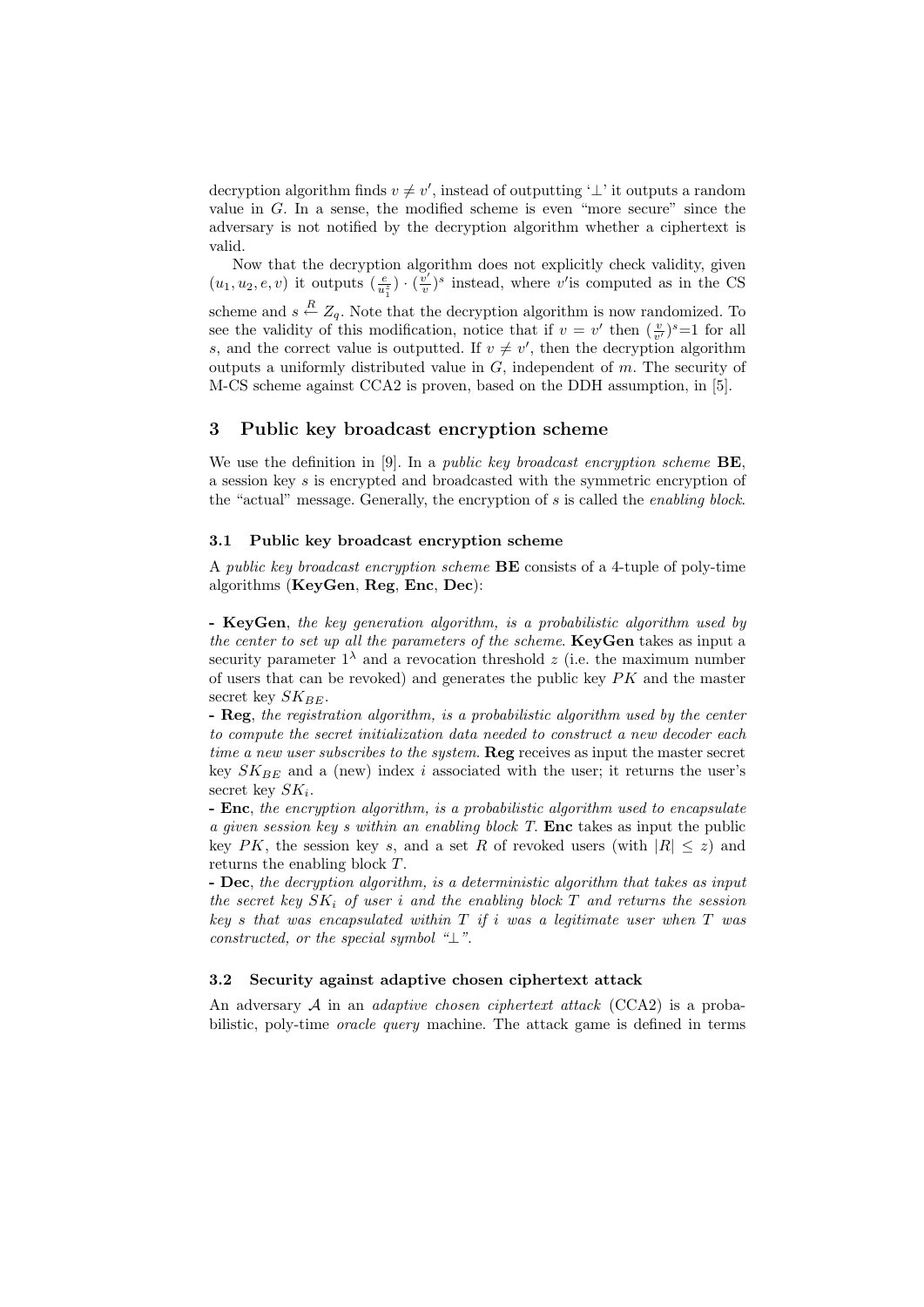decryption algorithm finds $v \neq v'$, instead of outputting '$\perp$' it outputs a random value in $G$. In a sense, the modified scheme is even "more secure" since the adversary is not notified by the decryption algorithm whether a ciphertext is valid.

Now that the decryption algorithm does not explicitly check validity, given $(u_1, u_2, e, v)$ it outputs $(\frac{e}{u_1^z}) \cdot (\frac{v'}{v})^s$ instead, where $v'$is computed as in the CS scheme and $s \stackrel{R}{\leftarrow} Z_q$. Note that the decryption algorithm is now randomized. To see the validity of this modification, notice that if $v = v'$ then $(\frac{v}{v'})^s$=1 for all $s$, and the correct value is outputted. If $v \neq v'$, then the decryption algorithm outputs a uniformly distributed value in $G$, independent of $m$. The security of M-CS scheme against CCA2 is proven, based on the DDH assumption, in [5].

## 3 Public key broadcast encryption scheme

We use the definition in [9]. In a *public key broadcast encryption scheme* **BE**, a session key $s$ is encrypted and broadcasted with the symmetric encryption of the "actual" message. Generally, the encryption of $s$ is called the *enabling block*.

### 3.1 Public key broadcast encryption scheme

A *public key broadcast encryption scheme* **BE** consists of a 4-tuple of poly-time algorithms (**KeyGen**, **Reg**, **Enc**, **Dec**):

**- KeyGen**, *the key generation algorithm, is a probabilistic algorithm used by the center to set up all the parameters of the scheme*. **KeyGen** takes as input a security parameter $1^\lambda$ and a revocation threshold $z$ (i.e. the maximum number of users that can be revoked) and generates the public key $PK$ and the master secret key $SK_{BE}$.
**- Reg**, *the registration algorithm, is a probabilistic algorithm used by the center to compute the secret initialization data needed to construct a new decoder each time a new user subscribes to the system*. **Reg** receives as input the master secret key $SK_{BE}$ and a (new) index $i$ associated with the user; it returns the user's secret key $SK_i$.
**- Enc**, *the encryption algorithm, is a probabilistic algorithm used to encapsulate a given session key s within an enabling block T*. **Enc** takes as input the public key $PK$, the session key $s$, and a set $R$ of revoked users (with $|R| \leq z$) and returns the enabling block $T$.
**- Dec**, *the decryption algorithm, is a deterministic algorithm that takes as input the secret key $SK_i$ of user i and the enabling block T and returns the session key s that was encapsulated within T if i was a legitimate user when T was constructed, or the special symbol "$\perp$"*.

### 3.2 Security against adaptive chosen ciphertext attack

An adversary $\mathcal{A}$ in an *adaptive chosen ciphertext attack* (CCA2) is a probabilistic, poly-time *oracle query* machine. The attack game is defined in terms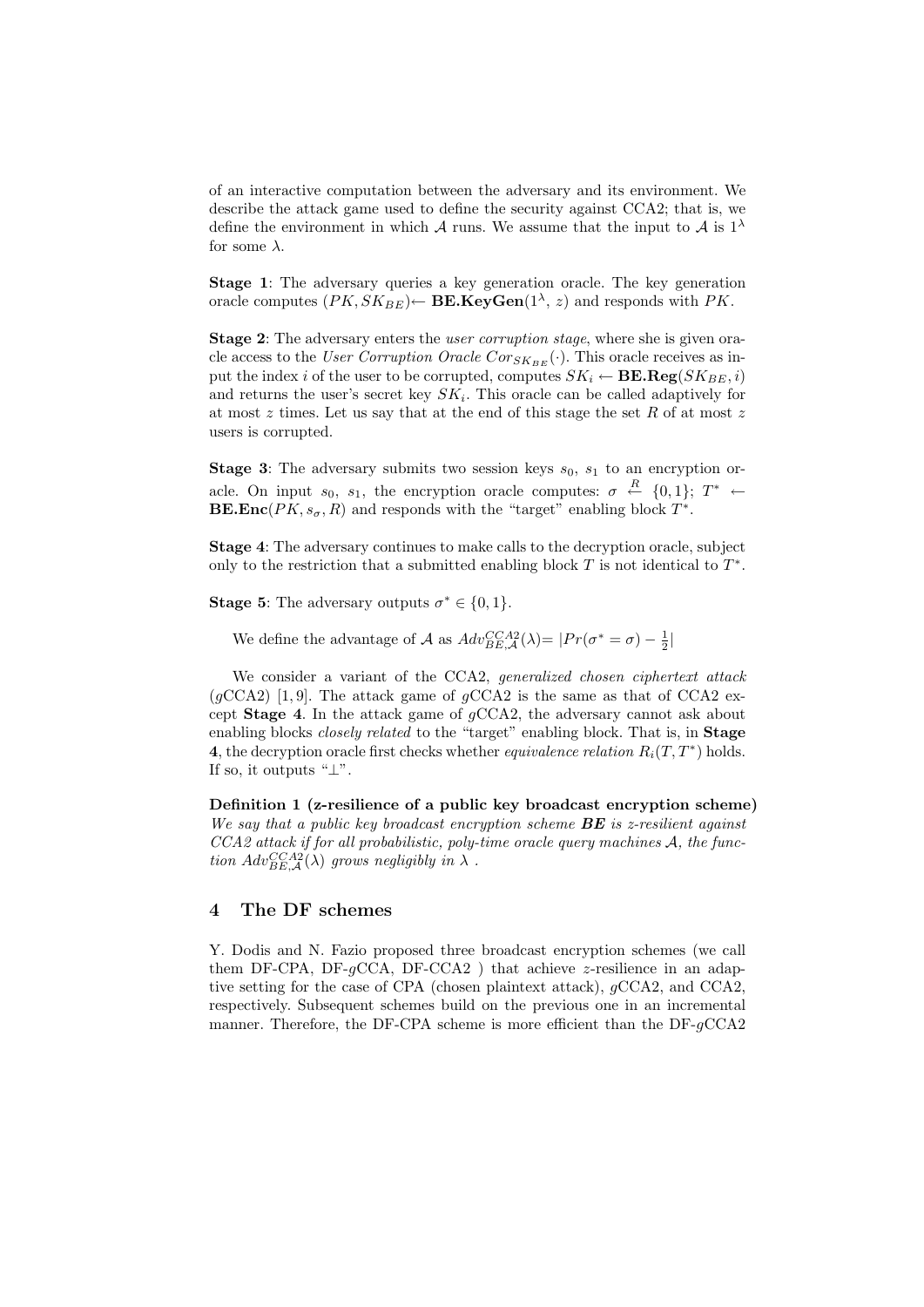of an interactive computation between the adversary and its environment. We describe the attack game used to define the security against CCA2; that is, we define the environment in which $\mathcal{A}$ runs. We assume that the input to $\mathcal{A}$ is $1^\lambda$ for some $\lambda$.

**Stage 1**: The adversary queries a key generation oracle. The key generation oracle computes $(PK, SK_{BE}) \leftarrow$ **BE.KeyGen**$(1^\lambda, z)$ and responds with $PK$.

**Stage 2**: The adversary enters the *user corruption stage*, where she is given oracle access to the *User Corruption Oracle* $Cor_{SK_{BE}}(\cdot)$. This oracle receives as input the index $i$ of the user to be corrupted, computes $SK_i \leftarrow$ **BE.Reg**$(SK_{BE}, i)$ and returns the user's secret key $SK_i$. This oracle can be called adaptively for at most $z$ times. Let us say that at the end of this stage the set $R$ of at most $z$ users is corrupted.

**Stage 3**: The adversary submits two session keys $s_0$, $s_1$ to an encryption oracle. On input $s_0$, $s_1$, the encryption oracle computes: $\sigma \overset{R}{\leftarrow} \{0,1\}$; $T^* \leftarrow$ **BE.Enc**$(PK, s_\sigma, R)$ and responds with the "target" enabling block $T^*$.

**Stage 4**: The adversary continues to make calls to the decryption oracle, subject only to the restriction that a submitted enabling block $T$ is not identical to $T^*$.

**Stage 5**: The adversary outputs $\sigma^* \in \{0,1\}$.

We define the advantage of $\mathcal{A}$ as $Adv^{CCA2}_{BE,\mathcal{A}}(\lambda) = |Pr(\sigma^* = \sigma) - \frac{1}{2}|$

We consider a variant of the CCA2, *generalized chosen ciphertext attack* ($g$CCA2) [1, 9]. The attack game of $g$CCA2 is the same as that of CCA2 except **Stage 4**. In the attack game of $g$CCA2, the adversary cannot ask about enabling blocks *closely related* to the "target" enabling block. That is, in **Stage 4**, the decryption oracle first checks whether *equivalence relation* $R_i(T, T^*)$ holds. If so, it outputs "$\perp$".

**Definition 1 (z-resilience of a public key broadcast encryption scheme)** *We say that a public key broadcast encryption scheme* ***BE*** *is z-resilient against CCA2 attack if for all probabilistic, poly-time oracle query machines* $\mathcal{A}$*, the function* $Adv^{CCA2}_{BE,\mathcal{A}}(\lambda)$ *grows negligibly in* $\lambda$ *.*

## 4 The DF schemes

Y. Dodis and N. Fazio proposed three broadcast encryption schemes (we call them DF-CPA, DF-$g$CCA, DF-CCA2 ) that achieve $z$-resilience in an adaptive setting for the case of CPA (chosen plaintext attack), $g$CCA2, and CCA2, respectively. Subsequent schemes build on the previous one in an incremental manner. Therefore, the DF-CPA scheme is more efficient than the DF-$g$CCA2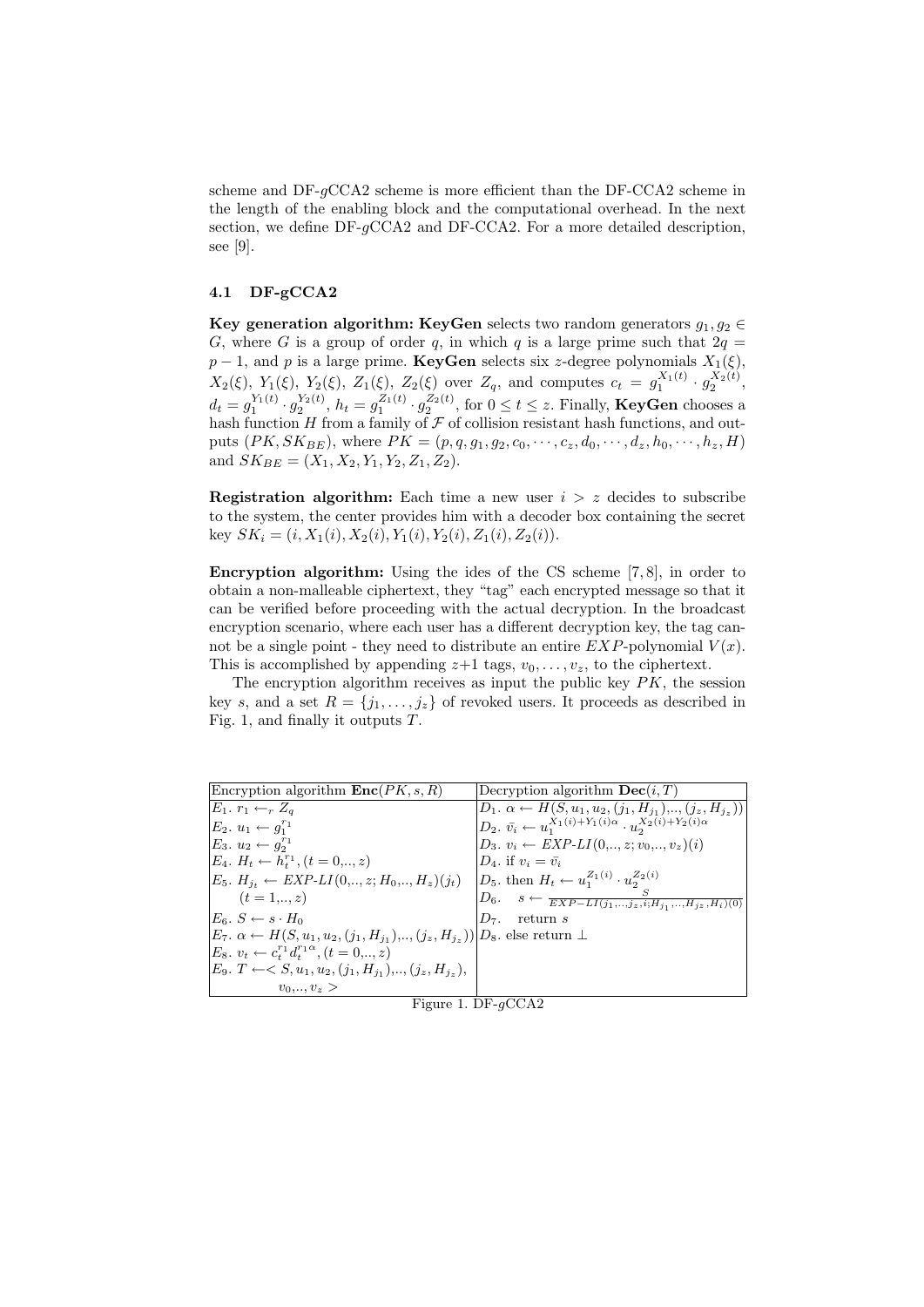scheme and DF-$g$CCA2 scheme is more efficient than the DF-CCA2 scheme in the length of the enabling block and the computational overhead. In the next section, we define DF-$g$CCA2 and DF-CCA2. For a more detailed description, see [9].

### 4.1 DF-gCCA2

**Key generation algorithm: KeyGen** selects two random generators $g_1, g_2 \in G$, where $G$ is a group of order $q$, in which $q$ is a large prime such that $2q = p-1$, and $p$ is a large prime. **KeyGen** selects six $z$-degree polynomials $X_1(\xi)$, $X_2(\xi)$, $Y_1(\xi)$, $Y_2(\xi)$, $Z_1(\xi)$, $Z_2(\xi)$ over $Z_q$, and computes $c_t = g_1^{X_1(t)} \cdot g_2^{X_2(t)}$, $d_t = g_1^{Y_1(t)} \cdot g_2^{Y_2(t)}$, $h_t = g_1^{Z_1(t)} \cdot g_2^{Z_2(t)}$, for $0 \le t \le z$. Finally, **KeyGen** chooses a hash function $H$ from a family of $\mathcal{F}$ of collision resistant hash functions, and outputs $(PK, SK_{BE})$, where $PK = (p, q, g_1, g_2, c_0, \cdots, c_z, d_0, \cdots, d_z, h_0, \cdots, h_z, H)$ and $SK_{BE} = (X_1, X_2, Y_1, Y_2, Z_1, Z_2)$.

**Registration algorithm:** Each time a new user $i > z$ decides to subscribe to the system, the center provides him with a decoder box containing the secret key $SK_i = (i, X_1(i), X_2(i), Y_1(i), Y_2(i), Z_1(i), Z_2(i))$.

**Encryption algorithm:** Using the ides of the CS scheme [7, 8], in order to obtain a non-malleable ciphertext, they "tag" each encrypted message so that it can be verified before proceeding with the actual decryption. In the broadcast encryption scenario, where each user has a different decryption key, the tag cannot be a single point - they need to distribute an entire $EXP$-polynomial $V(x)$. This is accomplished by appending $z$+1 tags, $v_0, \ldots, v_z$, to the ciphertext.

The encryption algorithm receives as input the public key $PK$, the session key $s$, and a set $R = \{j_1, \ldots, j_z\}$ of revoked users. It proceeds as described in Fig. 1, and finally it outputs $T$.

| Encryption algorithm $\mathbf{Enc}(PK, s, R)$ | Decryption algorithm $\mathbf{Dec}(i, T)$ |
|---|---|
| $E_1$. $r_1 \leftarrow_r Z_q$ | $D_1$. $\alpha \leftarrow H(S, u_1, u_2, (j_1, H_{j_1}), .., (j_z, H_{j_z}))$ |
| $E_2$. $u_1 \leftarrow g_1^{r_1}$ | $D_2$. $\bar{v}_i \leftarrow u_1^{X_1(i)+Y_1(i)\alpha} \cdot u_2^{X_2(i)+Y_2(i)\alpha}$ |
| $E_3$. $u_2 \leftarrow g_2^{r_1}$ | $D_3$. $v_i \leftarrow EXP\text{-}LI(0, .., z; v_0, .., v_z)(i)$ |
| $E_4$. $H_t \leftarrow h_t^{r_1}, (t = 0, .., z)$ | $D_4$. if $v_i = \bar{v}_i$ |
| $E_5$. $H_{j_t} \leftarrow EXP\text{-}LI(0, .., z; H_0, .., H_z)(j_t)$ $(t = 1, .., z)$ | $D_5$. then $H_i \leftarrow u_1^{Z_1(i)} \cdot u_2^{Z_2(i)}$ |
| $E_6$. $S \leftarrow s \cdot H_0$ | $D_6$. $s \leftarrow \frac{S}{EXP\text{-}LI(j_1, .., j_z, i; H_{j_1}, .., H_{j_z}, H_i)(0)}$ |
| $E_7$. $\alpha \leftarrow H(S, u_1, u_2, (j_1, H_{j_1}), .., (j_z, H_{j_z}))$ | $D_7$. return $s$ |
| $E_8$. $v_t \leftarrow c_t^{r_1} d_t^{r_1 \alpha}, (t = 0, .., z)$ | $D_8$. else return $\perp$ |
| $E_9$. $T \leftarrow < S, u_1, u_2, (j_1, H_{j_1}), .., (j_z, H_{j_z}), v_0, .., v_z >$ | |

Figure 1. DF-$g$CCA2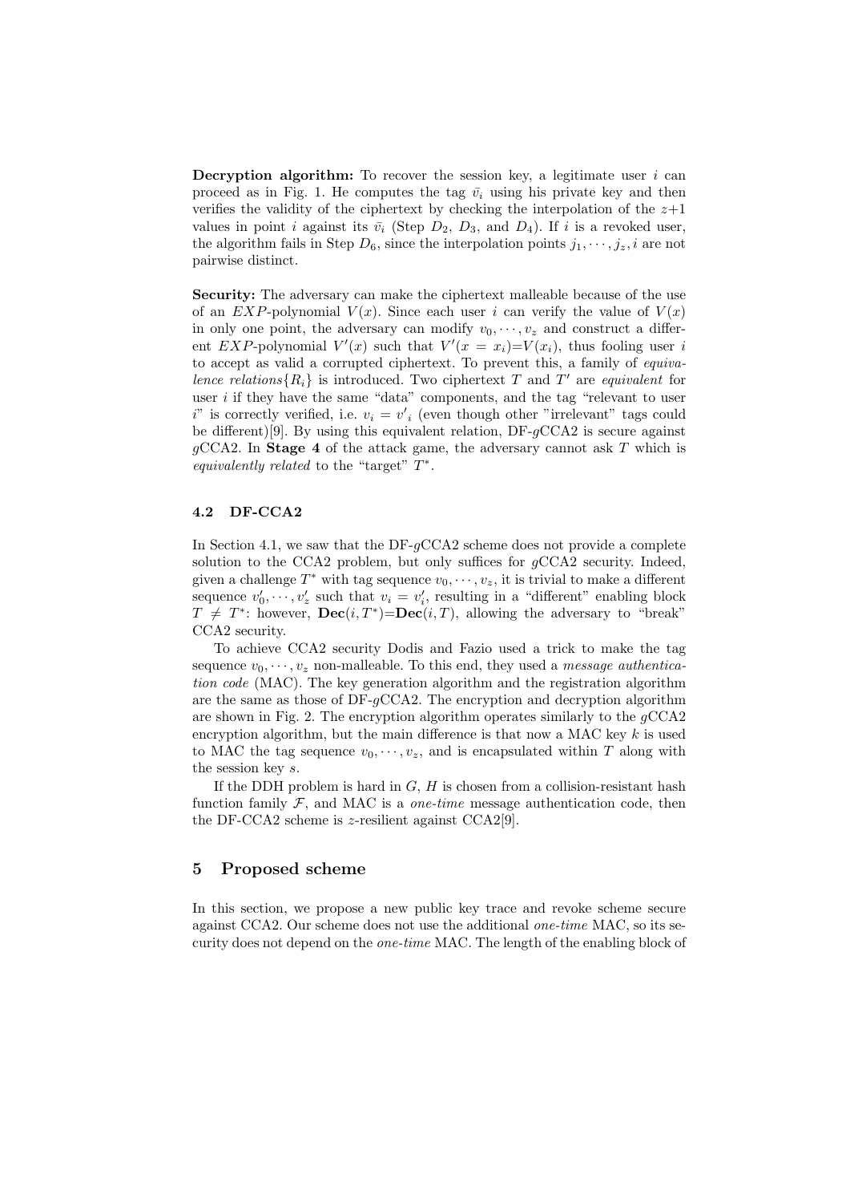**Decryption algorithm:** To recover the session key, a legitimate user $i$ can proceed as in Fig. 1. He computes the tag $\bar{v}_i$ using his private key and then verifies the validity of the ciphertext by checking the interpolation of the $z+1$ values in point $i$ against its $\bar{v}_i$ (Step $D_2$, $D_3$, and $D_4$). If $i$ is a revoked user, the algorithm fails in Step $D_6$, since the interpolation points $j_1, \cdots, j_z, i$ are not pairwise distinct.

**Security:** The adversary can make the ciphertext malleable because of the use of an $EXP$-polynomial $V(x)$. Since each user $i$ can verify the value of $V(x)$ in only one point, the adversary can modify $v_0, \cdots, v_z$ and construct a different $EXP$-polynomial $V'(x)$ such that $V'(x = x_i)$=$V(x_i)$, thus fooling user $i$ to accept as valid a corrupted ciphertext. To prevent this, a family of *equivalence relations*$\{R_i\}$ is introduced. Two ciphertext $T$ and $T'$ are *equivalent* for user $i$ if they have the same "data" components, and the tag "relevant to user $i$" is correctly verified, i.e. $v_i = {v'}_i$ (even though other "irrelevant" tags could be different)[9]. By using this equivalent relation, DF-$g$CCA2 is secure against $g$CCA2. In **Stage 4** of the attack game, the adversary cannot ask $T$ which is *equivalently related* to the "target" $T^*$.

### 4.2 DF-CCA2

In Section 4.1, we saw that the DF-$g$CCA2 scheme does not provide a complete solution to the CCA2 problem, but only suffices for $g$CCA2 security. Indeed, given a challenge $T^*$ with tag sequence $v_0, \cdots, v_z$, it is trivial to make a different sequence $v'_0, \cdots, v'_z$ such that $v_i = v'_i$, resulting in a "different" enabling block $T \neq T^*$: however, $\mathbf{Dec}(i, T^*)$=$\mathbf{Dec}(i, T)$, allowing the adversary to "break" CCA2 security.

To achieve CCA2 security Dodis and Fazio used a trick to make the tag sequence $v_0, \cdots, v_z$ non-malleable. To this end, they used a *message authentication code* (MAC). The key generation algorithm and the registration algorithm are the same as those of DF-$g$CCA2. The encryption and decryption algorithm are shown in Fig. 2. The encryption algorithm operates similarly to the $g$CCA2 encryption algorithm, but the main difference is that now a MAC key $k$ is used to MAC the tag sequence $v_0, \cdots, v_z$, and is encapsulated within $T$ along with the session key $s$.

If the DDH problem is hard in $G$, $H$ is chosen from a collision-resistant hash function family $\mathcal{F}$, and MAC is a *one-time* message authentication code, then the DF-CCA2 scheme is $z$-resilient against CCA2[9].

## 5 Proposed scheme

In this section, we propose a new public key trace and revoke scheme secure against CCA2. Our scheme does not use the additional *one-time* MAC, so its security does not depend on the *one-time* MAC. The length of the enabling block of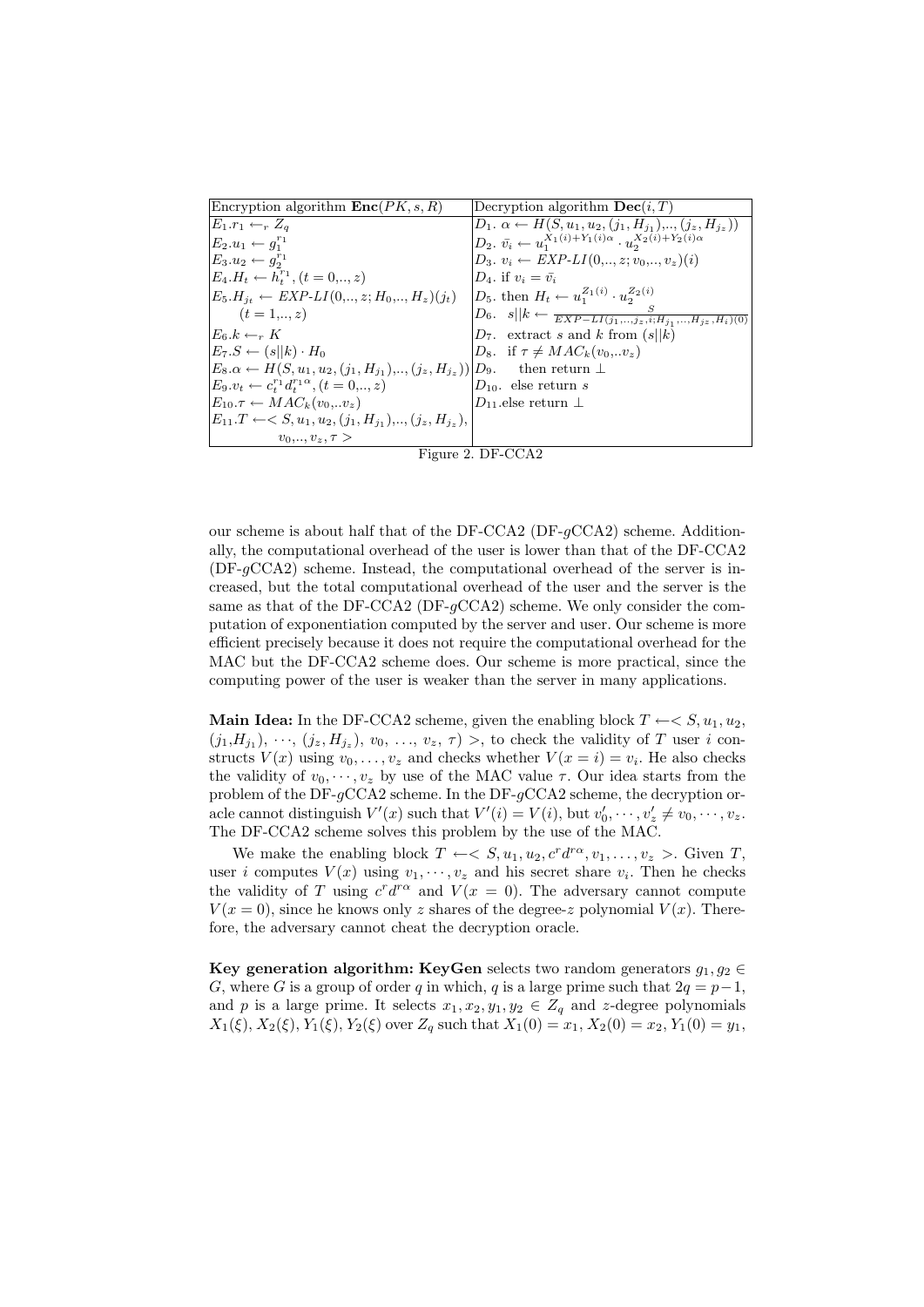| Encryption algorithm $\mathbf{Enc}(PK, s, R)$ | Decryption algorithm $\mathbf{Dec}(i, T)$ |
|---|---|
| $E_1. r_1 \leftarrow_r Z_q$ | $D_1.\ \alpha \leftarrow H(S, u_1, u_2, (j_1, H_{j_1}),.., (j_z, H_{j_z}))$ |
| $E_2. u_1 \leftarrow g_1^{r_1}$ | $D_2.\ \bar{v_i} \leftarrow u_1^{X_1(i)+Y_1(i)\alpha} \cdot u_2^{X_2(i)+Y_2(i)\alpha}$ |
| $E_3. u_2 \leftarrow g_2^{r_1}$ | $D_3.\ v_i \leftarrow EXP\text{-}LI(0,.., z; v_0,.., v_z)(i)$ |
| $E_4. H_t \leftarrow h_t^{r_1}, (t = 0,.., z)$ | $D_4.$ if $v_i = \bar{v_i}$ |
| $E_5. H_{j_t} \leftarrow EXP\text{-}LI(0,.., z; H_0,.., H_z)(j_t)$ $(t = 1,.., z)$ | $D_5.$ then $H_t \leftarrow u_1^{Z_1(i)} \cdot u_2^{Z_2(i)}$ |
| $E_6. k \leftarrow_r K$ | $D_6.\ \ s\vert\vert k \leftarrow \frac{S}{EXP\text{-}LI(j_1,..,j_z,i;H_{j_1},..,H_{j_z},H_i)(0)}$ |
| $E_7. S \leftarrow (s\vert\vert k) \cdot H_0$ | $D_7.$ extract $s$ and $k$ from $(s\vert\vert k)$ |
| $E_8. \alpha \leftarrow H(S, u_1, u_2, (j_1, H_{j_1}),.., (j_z, H_{j_z}))$ | $D_8.$ if $\tau \neq MAC_k(v_0,..v_z)$ |
| $E_9. v_t \leftarrow c_t^{r_1} d_t^{r_1\alpha}, (t = 0,.., z)$ | $D_9.$ then return $\perp$ |
| $E_{10}. \tau \leftarrow MAC_k(v_0,..v_z)$ | $D_{10}.$ else return $s$ |
| $E_{11}. T \leftarrow< S, u_1, u_2, (j_1, H_{j_1}),.., (j_z, H_{j_z}), v_0,.., v_z, \tau >$ | $D_{11}.$else return $\perp$ |

Figure 2. DF-CCA2

our scheme is about half that of the DF-CCA2 (DF-$g$CCA2) scheme. Additionally, the computational overhead of the user is lower than that of the DF-CCA2 (DF-$g$CCA2) scheme. Instead, the computational overhead of the server is increased, but the total computational overhead of the user and the server is the same as that of the DF-CCA2 (DF-$g$CCA2) scheme. We only consider the computation of exponentiation computed by the server and user. Our scheme is more efficient precisely because it does not require the computational overhead for the MAC but the DF-CCA2 scheme does. Our scheme is more practical, since the computing power of the user is weaker than the server in many applications.

**Main Idea:** In the DF-CCA2 scheme, given the enabling block $T \leftarrow< S, u_1, u_2, (j_1,H_{j_1}), \cdots, (j_z, H_{j_z}), v_0, \ldots, v_z, \tau) >$, to check the validity of $T$ user $i$ constructs $V(x)$ using $v_0, \ldots, v_z$ and checks whether $V(x = i) = v_i$. He also checks the validity of $v_0, \cdots, v_z$ by use of the MAC value $\tau$. Our idea starts from the problem of the DF-$g$CCA2 scheme. In the DF-$g$CCA2 scheme, the decryption oracle cannot distinguish $V'(x)$ such that $V'(i) = V(i)$, but $v'_0, \cdots, v'_z \neq v_0, \cdots, v_z$. The DF-CCA2 scheme solves this problem by the use of the MAC.

We make the enabling block $T \leftarrow< S, u_1, u_2, c^r d^{r\alpha}, v_1, \ldots, v_z >$. Given $T$, user $i$ computes $V(x)$ using $v_1, \cdots, v_z$ and his secret share $v_i$. Then he checks the validity of $T$ using $c^r d^{r\alpha}$ and $V(x = 0)$. The adversary cannot compute $V(x = 0)$, since he knows only $z$ shares of the degree-$z$ polynomial $V(x)$. Therefore, the adversary cannot cheat the decryption oracle.

**Key generation algorithm: KeyGen** selects two random generators $g_1, g_2 \in G$, where $G$ is a group of order $q$ in which, $q$ is a large prime such that $2q = p-1$, and $p$ is a large prime. It selects $x_1, x_2, y_1, y_2 \in Z_q$ and $z$-degree polynomials $X_1(\xi), X_2(\xi), Y_1(\xi), Y_2(\xi)$ over $Z_q$ such that $X_1(0) = x_1, X_2(0) = x_2, Y_1(0) = y_1,$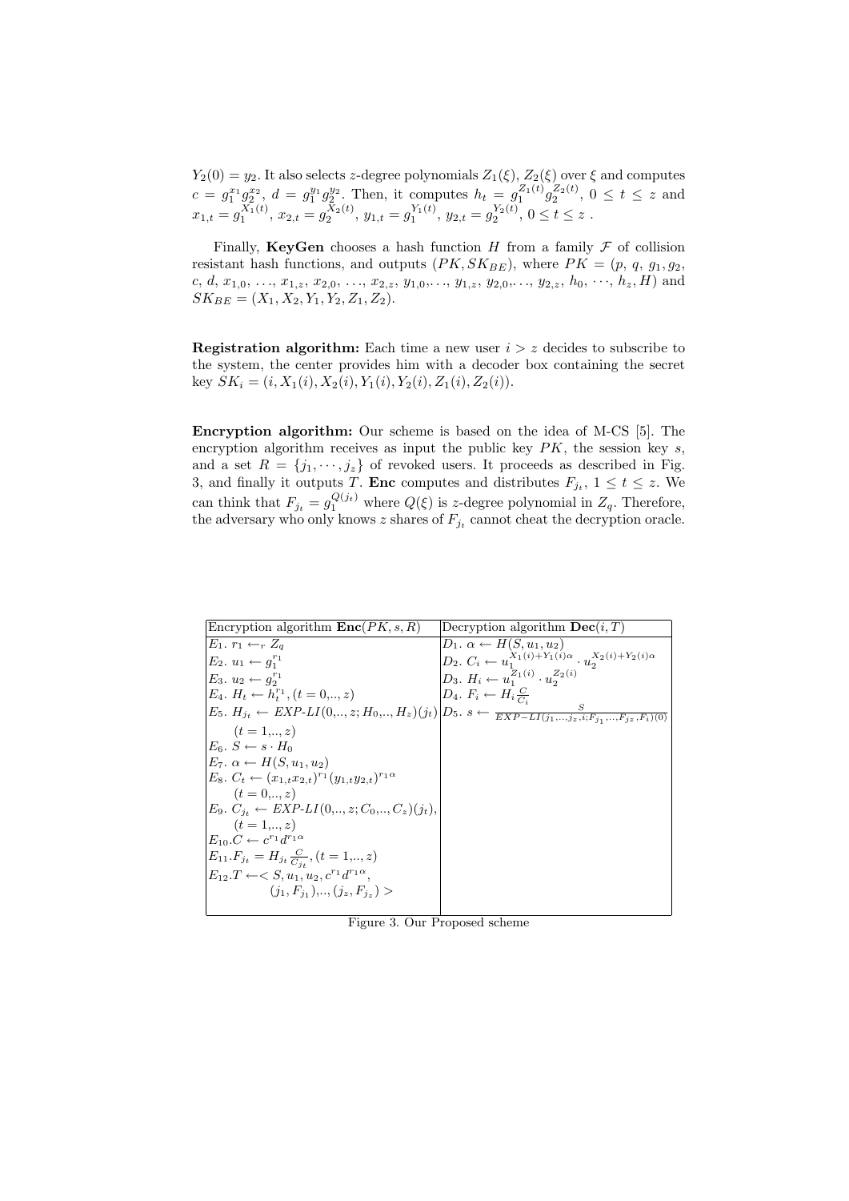$Y_2(0) = y_2$. It also selects $z$-degree polynomials $Z_1(\xi)$, $Z_2(\xi)$ over $\xi$ and computes $c = g_1^{x_1} g_2^{x_2}$, $d = g_1^{y_1} g_2^{y_2}$. Then, it computes $h_t = g_1^{Z_1(t)} g_2^{Z_2(t)}$, $0 \leq t \leq z$ and $x_{1,t} = g_1^{X_1(t)}$, $x_{2,t} = g_2^{X_2(t)}$, $y_{1,t} = g_1^{Y_1(t)}$, $y_{2,t} = g_2^{Y_2(t)}$, $0 \leq t \leq z$ .

Finally, **KeyGen** chooses a hash function $H$ from a family $\mathcal{F}$ of collision resistant hash functions, and outputs $(PK, SK_{BE})$, where $PK = (p,\ q,\ g_1, g_2,\ c,\ d,\ x_{1,0},\ \ldots,\ x_{1,z},\ x_{2,0},\ \ldots,\ x_{2,z},\ y_{1,0}, \ldots,\ y_{1,z},\ y_{2,0}, \ldots,\ y_{2,z},\ h_0,\ \cdots,\ h_z, H)$ and $SK_{BE} = (X_1, X_2, Y_1, Y_2, Z_1, Z_2)$.

**Registration algorithm:** Each time a new user $i > z$ decides to subscribe to the system, the center provides him with a decoder box containing the secret key $SK_i = (i, X_1(i), X_2(i), Y_1(i), Y_2(i), Z_1(i), Z_2(i))$.

**Encryption algorithm:** Our scheme is based on the idea of M-CS [5]. The encryption algorithm receives as input the public key $PK$, the session key $s$, and a set $R = \{j_1, \cdots, j_z\}$ of revoked users. It proceeds as described in Fig. 3, and finally it outputs $T$. **Enc** computes and distributes $F_{j_t}$, $1 \leq t \leq z$. We can think that $F_{j_t} = g_1^{Q(j_t)}$ where $Q(\xi)$ is $z$-degree polynomial in $Z_q$. Therefore, the adversary who only knows $z$ shares of $F_{j_t}$ cannot cheat the decryption oracle.

| Encryption algorithm **Enc**$(PK, s, R)$ | Decryption algorithm **Dec**$(i, T)$ |
|---|---|
| $E_1.\ r_1 \leftarrow_r Z_q$ | $D_1.\ \alpha \leftarrow H(S, u_1, u_2)$ |
| $E_2.\ u_1 \leftarrow g_1^{r_1}$ | $D_2.\ C_i \leftarrow u_1^{X_1(i)+Y_1(i)\alpha} \cdot u_2^{X_2(i)+Y_2(i)\alpha}$ |
| $E_3.\ u_2 \leftarrow g_2^{r_1}$ | $D_3.\ H_i \leftarrow u_1^{Z_1(i)} \cdot u_2^{Z_2(i)}$ |
| $E_4.\ H_t \leftarrow h_t^{r_1}, (t = 0,.., z)$ | $D_4.\ F_i \leftarrow H_i \frac{C}{C_i}$ |
| $E_5.\ H_{j_t} \leftarrow EXP\text{-}LI(0,.., z; H_0,.., H_z)(j_t)$ $(t = 1,.., z)$ | $D_5.\ s \leftarrow \frac{S}{EXP-LI(j_1,\ldots,j_z,i;F_{j_1},\ldots,F_{j_z},F_i)(0)}$ |
| $E_6.\ S \leftarrow s \cdot H_0$ | |
| $E_7.\ \alpha \leftarrow H(S, u_1, u_2)$ | |
| $E_8.\ C_t \leftarrow (x_{1,t} x_{2,t})^{r_1} (y_{1,t} y_{2,t})^{r_1 \alpha}$ $(t = 0,.., z)$ | |
| $E_9.\ C_{j_t} \leftarrow EXP\text{-}LI(0,.., z; C_0,.., C_z)(j_t)$, $(t = 1,.., z)$ | |
| $E_{10}. C \leftarrow c^{r_1} d^{r_1 \alpha}$ | |
| $E_{11}. F_{j_t} = H_{j_t} \frac{C}{C_{j_t}}, (t = 1,.., z)$ | |
| $E_{12}. T \leftarrow < S, u_1, u_2, c^{r_1} d^{r_1 \alpha}$, $(j_1, F_{j_1}),.., (j_z, F_{j_z}) >$ | |

Figure 3. Our Proposed scheme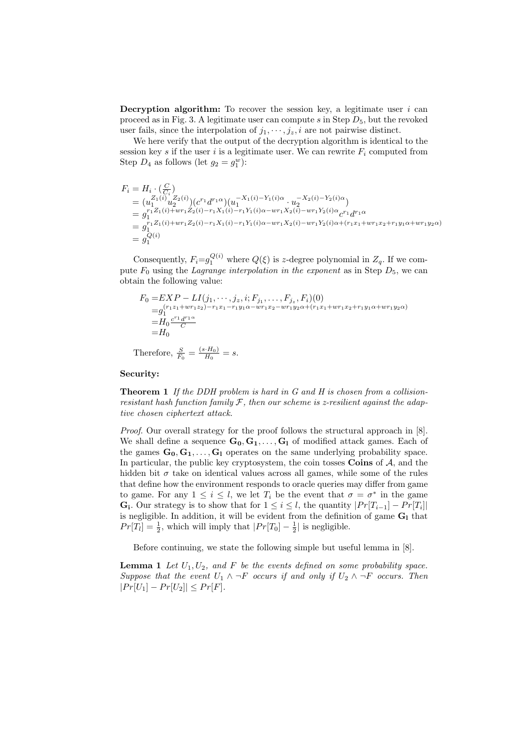**Decryption algorithm:** To recover the session key, a legitimate user $i$ can proceed as in Fig. 3. A legitimate user can compute $s$ in Step $D_5$, but the revoked user fails, since the interpolation of $j_1, \cdots, j_z, i$ are not pairwise distinct.

We here verify that the output of the decryption algorithm is identical to the session key $s$ if the user $i$ is a legitimate user. We can rewrite $F_i$ computed from Step $D_4$ as follows (let $g_2 = g_1^w$):

$$
\begin{aligned}
F_i &= H_i \cdot (\tfrac{C}{C_i}) \\
&= (u_1^{Z_1(i)} u_2^{Z_2(i)})(c^{r_1} d^{r_1\alpha})(u_1^{-X_1(i)-Y_1(i)\alpha} \cdot u_2^{-X_2(i)-Y_2(i)\alpha}) \\
&= g_1^{r_1 Z_1(i)+wr_1 Z_2(i)-r_1 X_1(i)-r_1 Y_1(i)\alpha-wr_1 X_2(i)-wr_1 Y_2(i)\alpha} c^{r_1} d^{r_1\alpha} \\
&= g_1^{r_1 Z_1(i)+wr_1 Z_2(i)-r_1 X_1(i)-r_1 Y_1(i)\alpha-wr_1 X_2(i)-wr_1 Y_2(i)\alpha+(r_1 x_1+wr_1 x_2+r_1 y_1\alpha+wr_1 y_2\alpha)} \\
&= g_1^{Q(i)}
\end{aligned}
$$

Consequently, $F_i = g_1^{Q(i)}$ where $Q(\xi)$ is $z$-degree polynomial in $Z_q$. If we compute $F_0$ using the *Lagrange interpolation in the exponent* as in Step $D_5$, we can obtain the following value:

$$
\begin{aligned}
F_0 &= EXP-LI(j_1, \cdots, j_z, i; F_{j_1}, \ldots, F_{j_z}, F_i)(0) \\
&= g_1^{(r_1 z_1+wr_1 z_2)-r_1 x_1-r_1 y_1\alpha-wr_1 x_2-wr_1 y_2\alpha+(r_1 x_1+wr_1 x_2+r_1 y_1\alpha+wr_1 y_2\alpha)} \\
&= H_0 \frac{c^{r_1} d^{r_1\alpha}}{C} \\
&= H_0
\end{aligned}
$$

Therefore, $\frac{S}{F_0} = \frac{(s \cdot H_0)}{H_0} = s$.

**Security:**

**Theorem 1** *If the DDH problem is hard in $G$ and $H$ is chosen from a collision-resistant hash function family $\mathcal{F}$, then our scheme is $z$-resilient against the adaptive chosen ciphertext attack.*

*Proof.* Our overall strategy for the proof follows the structural approach in [8]. We shall define a sequence $\mathbf{G_0}, \mathbf{G_1}, \ldots, \mathbf{G_l}$ of modified attack games. Each of the games $\mathbf{G_0}, \mathbf{G_1}, \ldots, \mathbf{G_l}$ operates on the same underlying probability space. In particular, the public key cryptosystem, the coin tosses **Coins** of $\mathcal{A}$, and the hidden bit $\sigma$ take on identical values across all games, while some of the rules that define how the environment responds to oracle queries may differ from game to game. For any $1 \leq i \leq l$, we let $T_i$ be the event that $\sigma = \sigma^*$ in the game $\mathbf{G_i}$. Our strategy is to show that for $1 \leq i \leq l$, the quantity $|Pr[T_{i-1}] - Pr[T_i]|$ is negligible. In addition, it will be evident from the definition of game $\mathbf{G_l}$ that $Pr[T_l] = \frac{1}{2}$, which will imply that $|Pr[T_0] - \frac{1}{2}|$ is negligible.

Before continuing, we state the following simple but useful lemma in [8].

**Lemma 1** *Let $U_1, U_2$, and $F$ be the events defined on some probability space. Suppose that the event $U_1 \wedge \neg F$ occurs if and only if $U_2 \wedge \neg F$ occurs. Then $|Pr[U_1] - Pr[U_2]| \leq Pr[F]$.*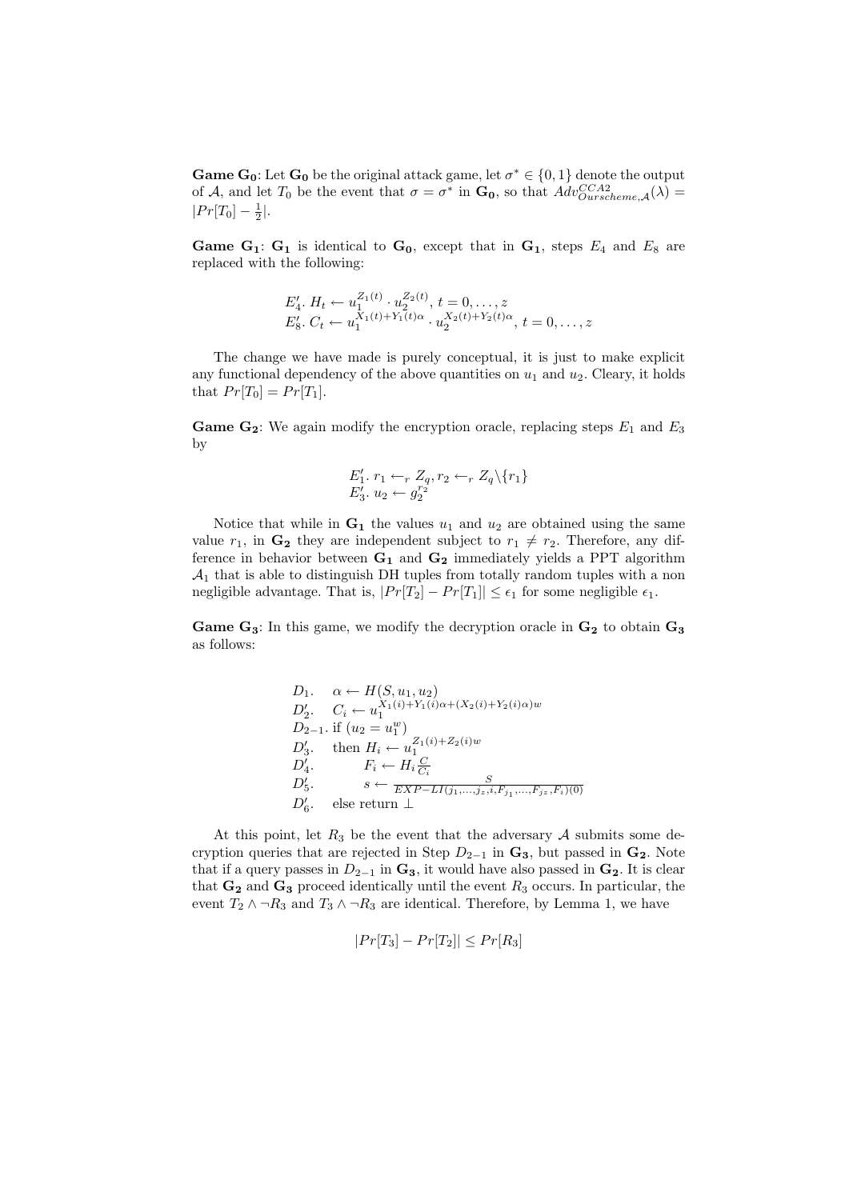**Game $\mathbf{G_0}$**: Let $\mathbf{G_0}$ be the original attack game, let $\sigma^* \in \{0,1\}$ denote the output of $\mathcal{A}$, and let $T_0$ be the event that $\sigma = \sigma^*$ in $\mathbf{G_0}$, so that $Adv^{CCA2}_{Ourscheme,\mathcal{A}}(\lambda) = |Pr[T_0] - \frac{1}{2}|$.

**Game $\mathbf{G_1}$**: $\mathbf{G_1}$ is identical to $\mathbf{G_0}$, except that in $\mathbf{G_1}$, steps $E_4$ and $E_8$ are replaced with the following:

$$E_4'.\ H_t \leftarrow u_1^{Z_1(t)} \cdot u_2^{Z_2(t)},\ t = 0, \ldots, z$$
$$E_8'.\ C_t \leftarrow u_1^{X_1(t)+Y_1(t)\alpha} \cdot u_2^{X_2(t)+Y_2(t)\alpha},\ t = 0, \ldots, z$$

The change we have made is purely conceptual, it is just to make explicit any functional dependency of the above quantities on $u_1$ and $u_2$. Cleary, it holds that $Pr[T_0] = Pr[T_1]$.

**Game $\mathbf{G_2}$**: We again modify the encryption oracle, replacing steps $E_1$ and $E_3$ by

$$E_1'.\ r_1 \leftarrow_r Z_q, r_2 \leftarrow_r Z_q \backslash \{r_1\}$$
$$E_3'.\ u_2 \leftarrow g_2^{r_2}$$

Notice that while in $\mathbf{G_1}$ the values $u_1$ and $u_2$ are obtained using the same value $r_1$, in $\mathbf{G_2}$ they are independent subject to $r_1 \neq r_2$. Therefore, any difference in behavior between $\mathbf{G_1}$ and $\mathbf{G_2}$ immediately yields a PPT algorithm $\mathcal{A}_1$ that is able to distinguish DH tuples from totally random tuples with a non negligible advantage. That is, $|Pr[T_2] - Pr[T_1]| \leq \epsilon_1$ for some negligible $\epsilon_1$.

**Game $\mathbf{G_3}$**: In this game, we modify the decryption oracle in $\mathbf{G_2}$ to obtain $\mathbf{G_3}$ as follows:

$$
\begin{array}{ll}
D_1. & \alpha \leftarrow H(S, u_1, u_2) \\
D_2'. & C_i \leftarrow u_1^{X_1(i)+Y_1(i)\alpha+(X_2(i)+Y_2(i)\alpha)w} \\
D_{2-1}. & \text{if } (u_2 = u_1^w) \\
D_3'. & \quad \text{then } H_i \leftarrow u_1^{Z_1(i)+Z_2(i)w} \\
D_4'. & \qquad F_i \leftarrow H_i \frac{C}{C_i} \\
D_5'. & \qquad s \leftarrow \frac{S}{EXP\text{-}LI(j_1,\ldots,j_z,i,F_{j_1},\ldots,F_{j_z},F_i)(0)} \\
D_6'. & \quad \text{else return } \perp
\end{array}
$$

At this point, let $R_3$ be the event that the adversary $\mathcal{A}$ submits some decryption queries that are rejected in Step $D_{2-1}$ in $\mathbf{G_3}$, but passed in $\mathbf{G_2}$. Note that if a query passes in $D_{2-1}$ in $\mathbf{G_3}$, it would have also passed in $\mathbf{G_2}$. It is clear that $\mathbf{G_2}$ and $\mathbf{G_3}$ proceed identically until the event $R_3$ occurs. In particular, the event $T_2 \wedge \neg R_3$ and $T_3 \wedge \neg R_3$ are identical. Therefore, by Lemma 1, we have

$$|Pr[T_3] - Pr[T_2]| \leq Pr[R_3]$$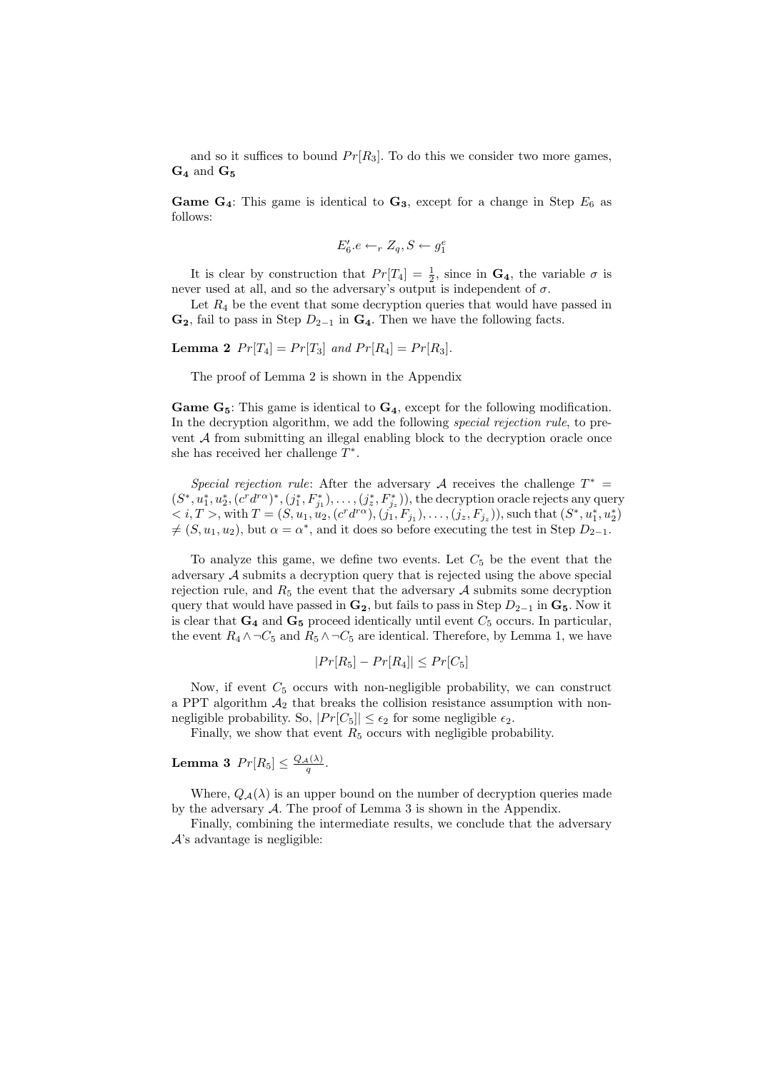and so it suffices to bound $Pr[R_3]$. To do this we consider two more games, $\mathbf{G_4}$ and $\mathbf{G_5}$

**Game $\mathbf{G_4}$**: This game is identical to $\mathbf{G_3}$, except for a change in Step $E_6$ as follows:

$$E_6'.e \leftarrow_r Z_q, S \leftarrow g_1^e$$

It is clear by construction that $Pr[T_4] = \frac{1}{2}$, since in $\mathbf{G_4}$, the variable $\sigma$ is never used at all, and so the adversary's output is independent of $\sigma$.

Let $R_4$ be the event that some decryption queries that would have passed in $\mathbf{G_2}$, fail to pass in Step $D_{2-1}$ in $\mathbf{G_4}$. Then we have the following facts.

**Lemma 2** *$Pr[T_4] = Pr[T_3]$ and $Pr[R_4] = Pr[R_3]$.*

The proof of Lemma 2 is shown in the Appendix

**Game $\mathbf{G_5}$**: This game is identical to $\mathbf{G_4}$, except for the following modification. In the decryption algorithm, we add the following *special rejection rule*, to prevent $\mathcal{A}$ from submitting an illegal enabling block to the decryption oracle once she has received her challenge $T^*$.

*Special rejection rule*: After the adversary $\mathcal{A}$ receives the challenge $T^* = (S^*, u_1^*, u_2^*, (c^r d^{r\alpha})^*, (j_1^*, F_{j_1}^*), \ldots, (j_z^*, F_{j_z}^*))$, the decryption oracle rejects any query $< i, T >$, with $T = (S, u_1, u_2, (c^r d^{r\alpha}), (j_1, F_{j_1}), \ldots, (j_z, F_{j_z}))$, such that $(S^*, u_1^*, u_2^*) \neq (S, u_1, u_2)$, but $\alpha = \alpha^*$, and it does so before executing the test in Step $D_{2-1}$.

To analyze this game, we define two events. Let $C_5$ be the event that the adversary $\mathcal{A}$ submits a decryption query that is rejected using the above special rejection rule, and $R_5$ the event that the adversary $\mathcal{A}$ submits some decryption query that would have passed in $\mathbf{G_2}$, but fails to pass in Step $D_{2-1}$ in $\mathbf{G_5}$. Now it is clear that $\mathbf{G_4}$ and $\mathbf{G_5}$ proceed identically until event $C_5$ occurs. In particular, the event $R_4 \wedge \neg C_5$ and $R_5 \wedge \neg C_5$ are identical. Therefore, by Lemma 1, we have

$$|Pr[R_5] - Pr[R_4]| \leq Pr[C_5]$$

Now, if event $C_5$ occurs with non-negligible probability, we can construct a PPT algorithm $\mathcal{A}_2$ that breaks the collision resistance assumption with non-negligible probability. So, $|Pr[C_5]| \leq \epsilon_2$ for some negligible $\epsilon_2$.

Finally, we show that event $R_5$ occurs with negligible probability.

**Lemma 3** *$Pr[R_5] \leq \frac{Q_{\mathcal{A}}(\lambda)}{q}$.*

Where, $Q_{\mathcal{A}}(\lambda)$ is an upper bound on the number of decryption queries made by the adversary $\mathcal{A}$. The proof of Lemma 3 is shown in the Appendix.

Finally, combining the intermediate results, we conclude that the adversary $\mathcal{A}$'s advantage is negligible: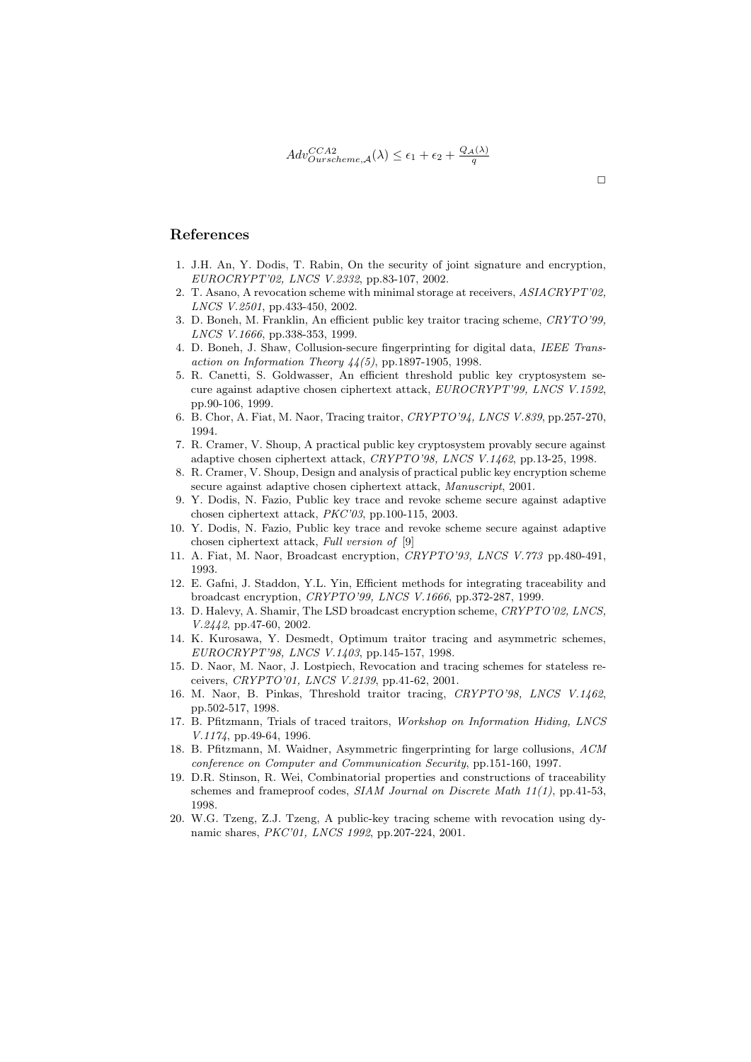$$Adv^{CCA2}_{Ourscheme,\mathcal{A}}(\lambda) \leq \epsilon_1 + \epsilon_2 + \frac{Q_{\mathcal{A}}(\lambda)}{q}$$

□

## References

1. J.H. An, Y. Dodis, T. Rabin, On the security of joint signature and encryption, *EUROCRYPT'02, LNCS V.2332*, pp.83-107, 2002.
2. T. Asano, A revocation scheme with minimal storage at receivers, *ASIACRYPT'02, LNCS V.2501*, pp.433-450, 2002.
3. D. Boneh, M. Franklin, An efficient public key traitor tracing scheme, *CRYTO'99, LNCS V.1666*, pp.338-353, 1999.
4. D. Boneh, J. Shaw, Collusion-secure fingerprinting for digital data, *IEEE Transaction on Information Theory 44(5)*, pp.1897-1905, 1998.
5. R. Canetti, S. Goldwasser, An efficient threshold public key cryptosystem secure against adaptive chosen ciphertext attack, *EUROCRYPT'99, LNCS V.1592*, pp.90-106, 1999.
6. B. Chor, A. Fiat, M. Naor, Tracing traitor, *CRYPTO'94, LNCS V.839*, pp.257-270, 1994.
7. R. Cramer, V. Shoup, A practical public key cryptosystem provably secure against adaptive chosen ciphertext attack, *CRYPTO'98, LNCS V.1462*, pp.13-25, 1998.
8. R. Cramer, V. Shoup, Design and analysis of practical public key encryption scheme secure against adaptive chosen ciphertext attack, *Manuscript*, 2001.
9. Y. Dodis, N. Fazio, Public key trace and revoke scheme secure against adaptive chosen ciphertext attack, *PKC'03*, pp.100-115, 2003.
10. Y. Dodis, N. Fazio, Public key trace and revoke scheme secure against adaptive chosen ciphertext attack, *Full version of* [9]
11. A. Fiat, M. Naor, Broadcast encryption, *CRYPTO'93, LNCS V.773* pp.480-491, 1993.
12. E. Gafni, J. Staddon, Y.L. Yin, Efficient methods for integrating traceability and broadcast encryption, *CRYPTO'99, LNCS V.1666*, pp.372-287, 1999.
13. D. Halevy, A. Shamir, The LSD broadcast encryption scheme, *CRYPTO'02, LNCS, V.2442*, pp.47-60, 2002.
14. K. Kurosawa, Y. Desmedt, Optimum traitor tracing and asymmetric schemes, *EUROCRYPT'98, LNCS V.1403*, pp.145-157, 1998.
15. D. Naor, M. Naor, J. Lostpiech, Revocation and tracing schemes for stateless receivers, *CRYPTO'01, LNCS V.2139*, pp.41-62, 2001.
16. M. Naor, B. Pinkas, Threshold traitor tracing, *CRYPTO'98, LNCS V.1462*, pp.502-517, 1998.
17. B. Pfitzmann, Trials of traced traitors, *Workshop on Information Hiding, LNCS V.1174*, pp.49-64, 1996.
18. B. Pfitzmann, M. Waidner, Asymmetric fingerprinting for large collusions, *ACM conference on Computer and Communication Security*, pp.151-160, 1997.
19. D.R. Stinson, R. Wei, Combinatorial properties and constructions of traceability schemes and frameproof codes, *SIAM Journal on Discrete Math 11(1)*, pp.41-53, 1998.
20. W.G. Tzeng, Z.J. Tzeng, A public-key tracing scheme with revocation using dynamic shares, *PKC'01, LNCS 1992*, pp.207-224, 2001.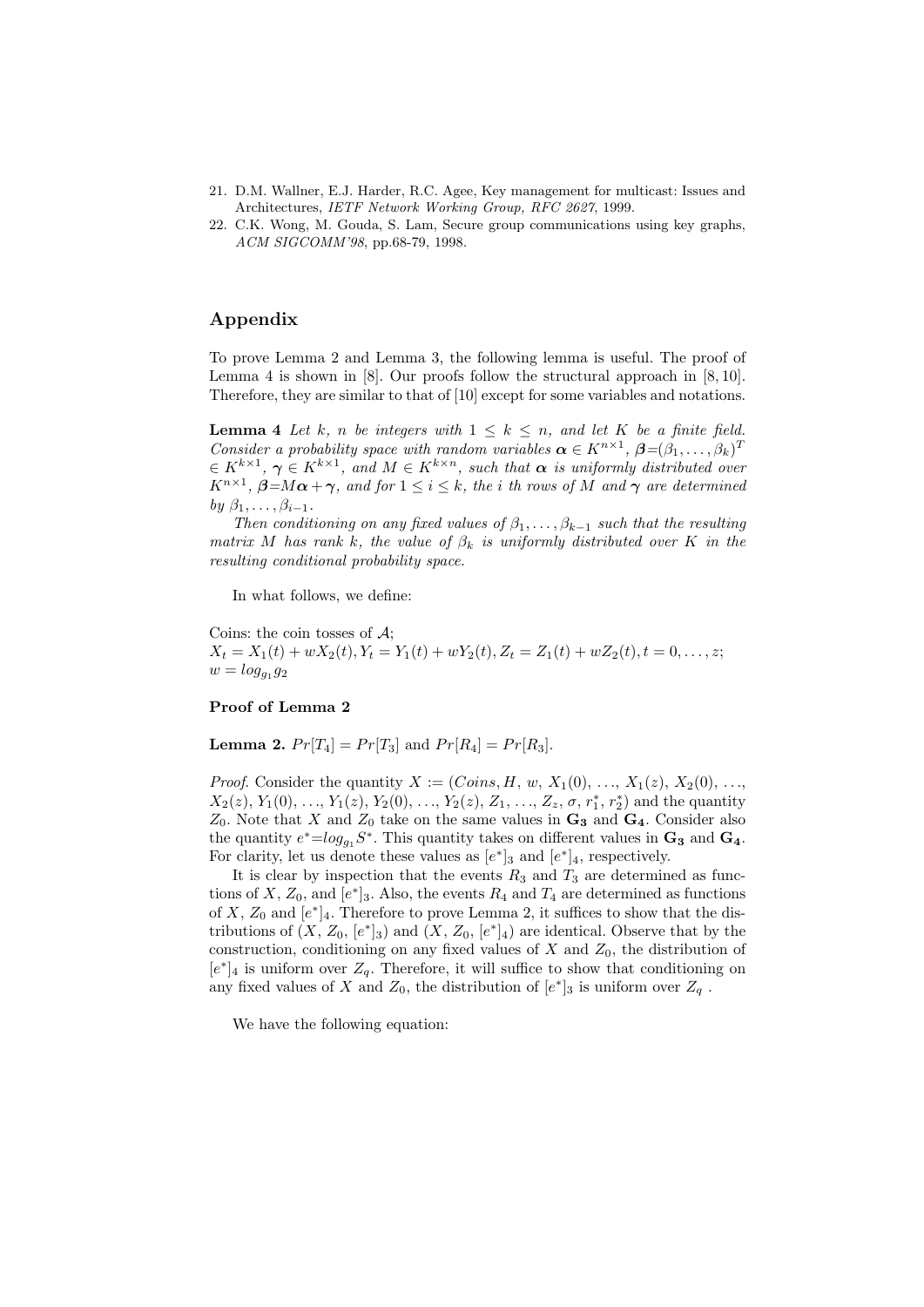21. D.M. Wallner, E.J. Harder, R.C. Agee, Key management for multicast: Issues and Architectures, *IETF Network Working Group, RFC 2627*, 1999.
22. C.K. Wong, M. Gouda, S. Lam, Secure group communications using key graphs, *ACM SIGCOMM'98*, pp.68-79, 1998.

## Appendix

To prove Lemma 2 and Lemma 3, the following lemma is useful. The proof of Lemma 4 is shown in [8]. Our proofs follow the structural approach in [8, 10]. Therefore, they are similar to that of [10] except for some variables and notations.

**Lemma 4** *Let $k$, $n$ be integers with $1 \leq k \leq n$, and let $K$ be a finite field. Consider a probability space with random variables $\boldsymbol{\alpha} \in K^{n\times 1}$, $\boldsymbol{\beta}=(\beta_1, \ldots, \beta_k)^T \in K^{k\times 1}$, $\boldsymbol{\gamma} \in K^{k\times 1}$, and $M \in K^{k\times n}$, such that $\boldsymbol{\alpha}$ is uniformly distributed over $K^{n\times 1}$, $\boldsymbol{\beta}=M\boldsymbol{\alpha}+\boldsymbol{\gamma}$, and for $1 \leq i \leq k$, the $i$ th rows of $M$ and $\boldsymbol{\gamma}$ are determined by $\beta_1, \ldots, \beta_{i-1}$.*

*Then conditioning on any fixed values of $\beta_1, \ldots, \beta_{k-1}$ such that the resulting matrix $M$ has rank $k$, the value of $\beta_k$ is uniformly distributed over $K$ in the resulting conditional probability space.*

In what follows, we define:

Coins: the coin tosses of $\mathcal{A}$;
$X_t = X_1(t) + wX_2(t), Y_t = Y_1(t) + wY_2(t), Z_t = Z_1(t) + wZ_2(t), t = 0, \ldots, z;$
$w = log_{g_1} g_2$

**Proof of Lemma 2**

**Lemma 2.** $Pr[T_4] = Pr[T_3]$ and $Pr[R_4] = Pr[R_3]$.

*Proof.* Consider the quantity $X := (Coins, H, w, X_1(0), \ldots, X_1(z), X_2(0), \ldots, X_2(z), Y_1(0), \ldots, Y_1(z), Y_2(0), \ldots, Y_2(z), Z_1, \ldots, Z_z, \sigma, r_1^*, r_2^*)$ and the quantity $Z_0$. Note that $X$ and $Z_0$ take on the same values in $\mathbf{G_3}$ and $\mathbf{G_4}$. Consider also the quantity $e^*=log_{g_1} S^*$. This quantity takes on different values in $\mathbf{G_3}$ and $\mathbf{G_4}$. For clarity, let us denote these values as $[e^*]_3$ and $[e^*]_4$, respectively.

It is clear by inspection that the events $R_3$ and $T_3$ are determined as functions of $X$, $Z_0$, and $[e^*]_3$. Also, the events $R_4$ and $T_4$ are determined as functions of $X$, $Z_0$ and $[e^*]_4$. Therefore to prove Lemma 2, it suffices to show that the distributions of $(X, Z_0, [e^*]_3)$ and $(X, Z_0, [e^*]_4)$ are identical. Observe that by the construction, conditioning on any fixed values of $X$ and $Z_0$, the distribution of $[e^*]_4$ is uniform over $Z_q$. Therefore, it will suffice to show that conditioning on any fixed values of $X$ and $Z_0$, the distribution of $[e^*]_3$ is uniform over $Z_q$ .

We have the following equation: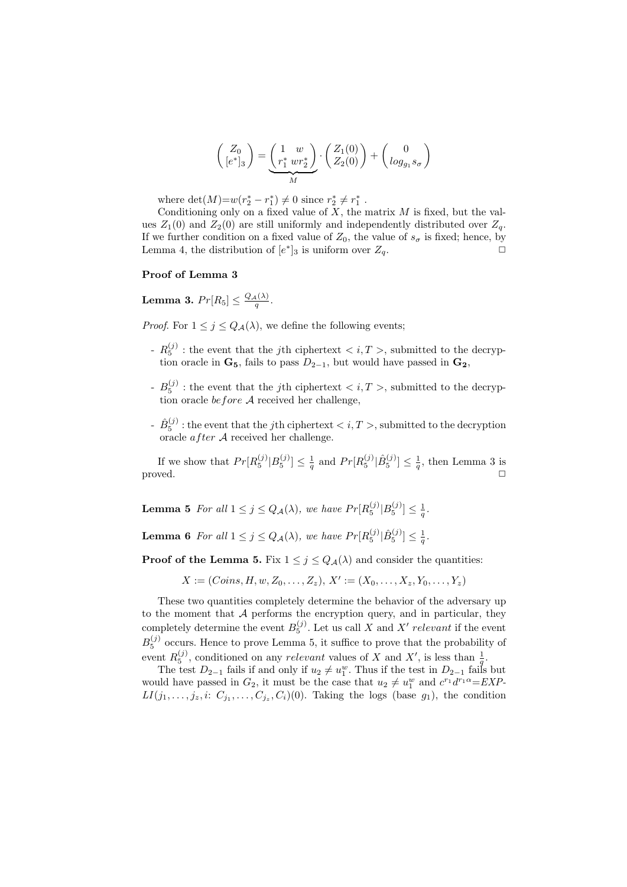$$\begin{pmatrix} Z_0 \\ [e^*]_3 \end{pmatrix} = \underbrace{\begin{pmatrix} 1 & w \\ r_1^* & wr_2^* \end{pmatrix}}_{M} \cdot \begin{pmatrix} Z_1(0) \\ Z_2(0) \end{pmatrix} + \begin{pmatrix} 0 \\ log_{g_1} s_\sigma \end{pmatrix}$$

where $\det(M) = w(r_2^* - r_1^*) \neq 0$ since $r_2^* \neq r_1^*$ .

Conditioning only on a fixed value of $X$, the matrix $M$ is fixed, but the values $Z_1(0)$ and $Z_2(0)$ are still uniformly and independently distributed over $Z_q$. If we further condition on a fixed value of $Z_0$, the value of $s_\sigma$ is fixed; hence, by Lemma 4, the distribution of $[e^*]_3$ is uniform over $Z_q$. □

**Proof of Lemma 3**

**Lemma 3.** $Pr[R_5] \leq \frac{Q_{\mathcal{A}}(\lambda)}{q}$.

*Proof.* For $1 \leq j \leq Q_{\mathcal{A}}(\lambda)$, we define the following events;

- $R_5^{(j)}$ : the event that the $j$th ciphertext $< i, T >$, submitted to the decryption oracle in $\mathbf{G_5}$, fails to pass $D_{2-1}$, but would have passed in $\mathbf{G_2}$,
- $B_5^{(j)}$ : the event that the $j$th ciphertext $< i, T >$, submitted to the decryption oracle *before* $\mathcal{A}$ received her challenge,
- $\hat{B}_5^{(j)}$ : the event that the $j$th ciphertext $< i, T >$, submitted to the decryption oracle *after* $\mathcal{A}$ received her challenge.

If we show that $Pr[R_5^{(j)}|B_5^{(j)}] \leq \frac{1}{q}$ and $Pr[R_5^{(j)}|\hat{B}_5^{(j)}] \leq \frac{1}{q}$, then Lemma 3 is proved. □

**Lemma 5** *For all $1 \leq j \leq Q_{\mathcal{A}}(\lambda)$, we have $Pr[R_5^{(j)}|B_5^{(j)}] \leq \frac{1}{q}$.*

**Lemma 6** *For all $1 \leq j \leq Q_{\mathcal{A}}(\lambda)$, we have $Pr[R_5^{(j)}|\hat{B}_5^{(j)}] \leq \frac{1}{q}$.*

**Proof of the Lemma 5.** Fix $1 \leq j \leq Q_{\mathcal{A}}(\lambda)$ and consider the quantities:

$$X := (Coins, H, w, Z_0, \ldots, Z_z),\ X' := (X_0, \ldots, X_z, Y_0, \ldots, Y_z)$$

These two quantities completely determine the behavior of the adversary up to the moment that $\mathcal{A}$ performs the encryption query, and in particular, they completely determine the event $B_5^{(j)}$. Let us call $X$ and $X'$ *relevant* if the event $B_5^{(j)}$ occurs. Hence to prove Lemma 5, it suffice to prove that the probability of event $R_5^{(j)}$, conditioned on any *relevant* values of $X$ and $X'$, is less than $\frac{1}{q}$.

The test $D_{2-1}$ fails if and only if $u_2 \neq u_1^w$. Thus if the test in $D_{2-1}$ fails but would have passed in $G_2$, it must be the case that $u_2 \neq u_1^w$ and $c^{r_1}d^{r_1\alpha}$=$EXP$-$LI(j_1, \ldots, j_z, i$: $C_{j_1}, \ldots, C_{j_z}, C_i)(0)$. Taking the logs (base $g_1$), the condition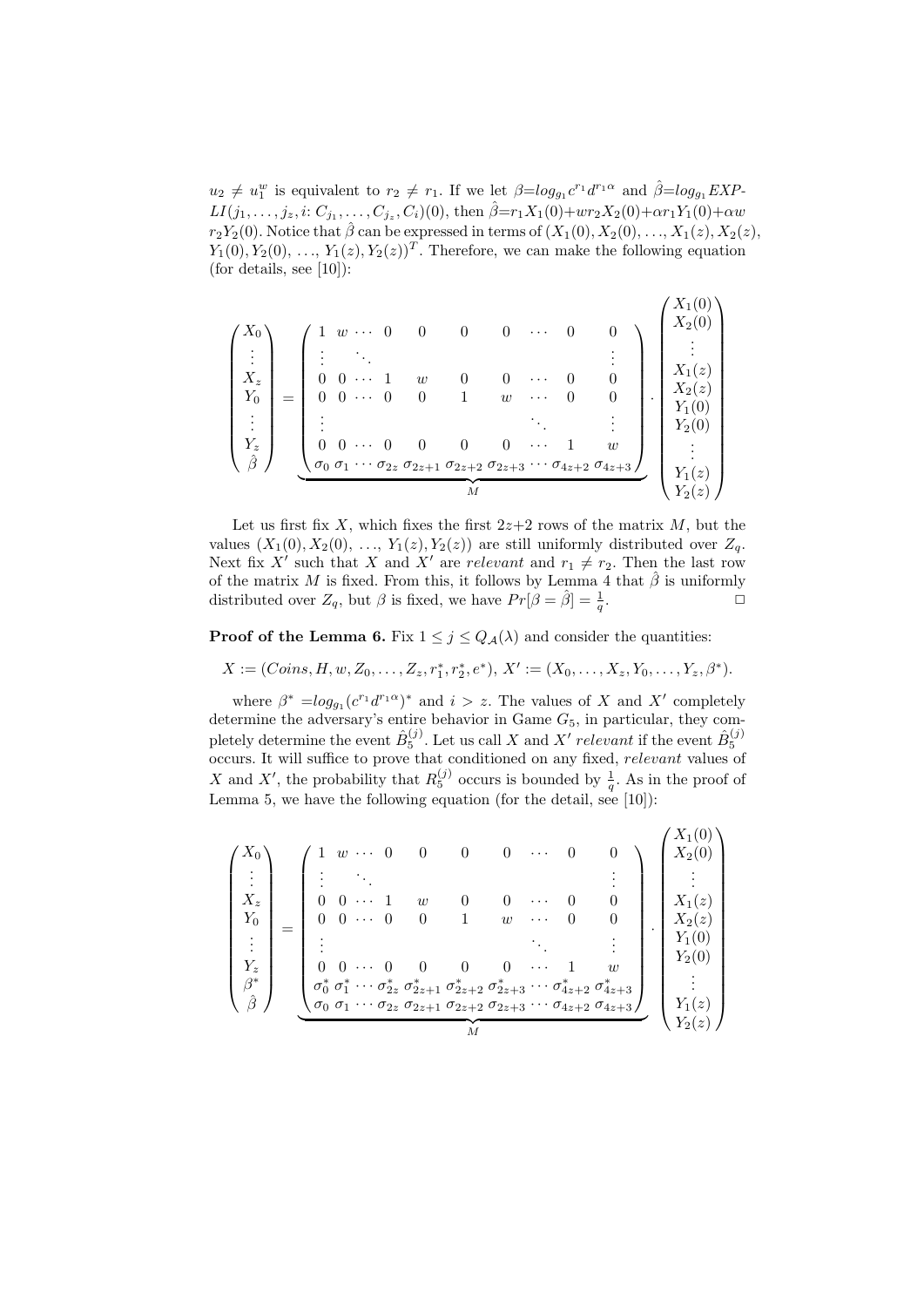$u_2 \neq u_1^w$ is equivalent to $r_2 \neq r_1$. If we let $\beta = log_{g_1} c^{r_1} d^{r_1 \alpha}$ and $\hat{\beta} = log_{g_1} EXP\text{-}LI(j_1, \ldots, j_z, i\text{: } C_{j_1}, \ldots, C_{j_z}, C_i)(0)$, then $\hat{\beta} = r_1 X_1(0) + w r_2 X_2(0) + \alpha r_1 Y_1(0) + \alpha w\, r_2 Y_2(0)$. Notice that $\hat{\beta}$ can be expressed in terms of $(X_1(0), X_2(0), \ldots, X_1(z), X_2(z), Y_1(0), Y_2(0), \ldots, Y_1(z), Y_2(z))^T$. Therefore, we can make the following equation (for details, see [10]):

$$
\begin{pmatrix} X_0 \\ \vdots \\ X_z \\ Y_0 \\ \vdots \\ Y_z \\ \hat{\beta} \end{pmatrix}
=
\underbrace{\begin{pmatrix}
1 & w & \cdots & 0 & 0 & 0 & 0 & \cdots & 0 & 0 \\
\vdots & & \ddots & & & & & & & \vdots \\
0 & 0 & \cdots & 1 & w & 0 & 0 & \cdots & 0 & 0 \\
0 & 0 & \cdots & 0 & 0 & 1 & w & \cdots & 0 & 0 \\
\vdots & & & & & & & \ddots & & \vdots \\
0 & 0 & \cdots & 0 & 0 & 0 & 0 & \cdots & 1 & w \\
\sigma_0 & \sigma_1 & \cdots & \sigma_{2z} & \sigma_{2z+1} & \sigma_{2z+2} & \sigma_{2z+3} & \cdots & \sigma_{4z+2} & \sigma_{4z+3}
\end{pmatrix}}_{M}
\cdot
\begin{pmatrix} X_1(0) \\ X_2(0) \\ \vdots \\ X_1(z) \\ X_2(z) \\ Y_1(0) \\ Y_2(0) \\ \vdots \\ Y_1(z) \\ Y_2(z) \end{pmatrix}
$$

Let us first fix $X$, which fixes the first $2z+2$ rows of the matrix $M$, but the values $(X_1(0), X_2(0), \ldots, Y_1(z), Y_2(z))$ are still uniformly distributed over $Z_q$. Next fix $X'$ such that $X$ and $X'$ are *relevant* and $r_1 \neq r_2$. Then the last row of the matrix $M$ is fixed. From this, it follows by Lemma 4 that $\hat{\beta}$ is uniformly distributed over $Z_q$, but $\beta$ is fixed, we have $Pr[\beta = \hat{\beta}] = \frac{1}{q}$. □

**Proof of the Lemma 6.** Fix $1 \leq j \leq Q_{\mathcal{A}}(\lambda)$ and consider the quantities:

$$X := (Coins, H, w, Z_0, \ldots, Z_z, r_1^*, r_2^*, e^*),\ X' := (X_0, \ldots, X_z, Y_0, \ldots, Y_z, \beta^*).$$

where $\beta^* = log_{g_1}(c^{r_1} d^{r_1 \alpha})^*$ and $i > z$. The values of $X$ and $X'$ completely determine the adversary's entire behavior in Game $G_5$, in particular, they completely determine the event $\hat{B}_5^{(j)}$. Let us call $X$ and $X'$ *relevant* if the event $\hat{B}_5^{(j)}$ occurs. It will suffice to prove that conditioned on any fixed, *relevant* values of $X$ and $X'$, the probability that $R_5^{(j)}$ occurs is bounded by $\frac{1}{q}$. As in the proof of Lemma 5, we have the following equation (for the detail, see [10]):

$$
\begin{pmatrix} X_0 \\ \vdots \\ X_z \\ Y_0 \\ \vdots \\ Y_z \\ \beta^* \\ \hat{\beta} \end{pmatrix}
=
\underbrace{\begin{pmatrix}
1 & w & \cdots & 0 & 0 & 0 & 0 & \cdots & 0 & 0 \\
\vdots & & \ddots & & & & & & & \vdots \\
0 & 0 & \cdots & 1 & w & 0 & 0 & \cdots & 0 & 0 \\
0 & 0 & \cdots & 0 & 0 & 1 & w & \cdots & 0 & 0 \\
\vdots & & & & & & & \ddots & & \vdots \\
0 & 0 & \cdots & 0 & 0 & 0 & 0 & \cdots & 1 & w \\
\sigma_0^* & \sigma_1^* & \cdots & \sigma_{2z}^* & \sigma_{2z+1}^* & \sigma_{2z+2}^* & \sigma_{2z+3}^* & \cdots & \sigma_{4z+2}^* & \sigma_{4z+3}^* \\
\sigma_0 & \sigma_1 & \cdots & \sigma_{2z} & \sigma_{2z+1} & \sigma_{2z+2} & \sigma_{2z+3} & \cdots & \sigma_{4z+2} & \sigma_{4z+3}
\end{pmatrix}}_{M}
\cdot
\begin{pmatrix} X_1(0) \\ X_2(0) \\ \vdots \\ X_1(z) \\ X_2(z) \\ Y_1(0) \\ Y_2(0) \\ \vdots \\ Y_1(z) \\ Y_2(z) \end{pmatrix}
$$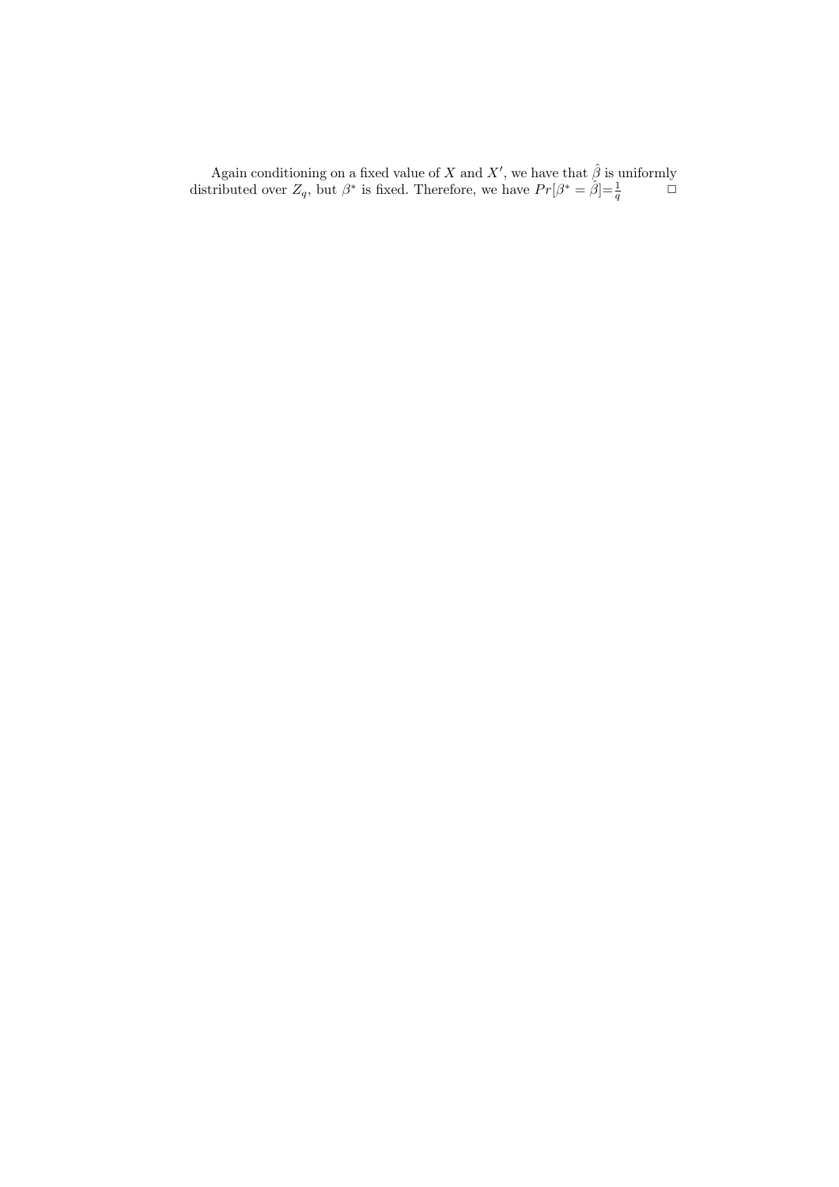Again conditioning on a fixed value of $X$ and $X'$, we have that $\hat{\beta}$ is uniformly distributed over $Z_q$, but $\beta^*$ is fixed. Therefore, we have $Pr[\beta^* = \hat{\beta}]=\frac{1}{q}$ $\square$